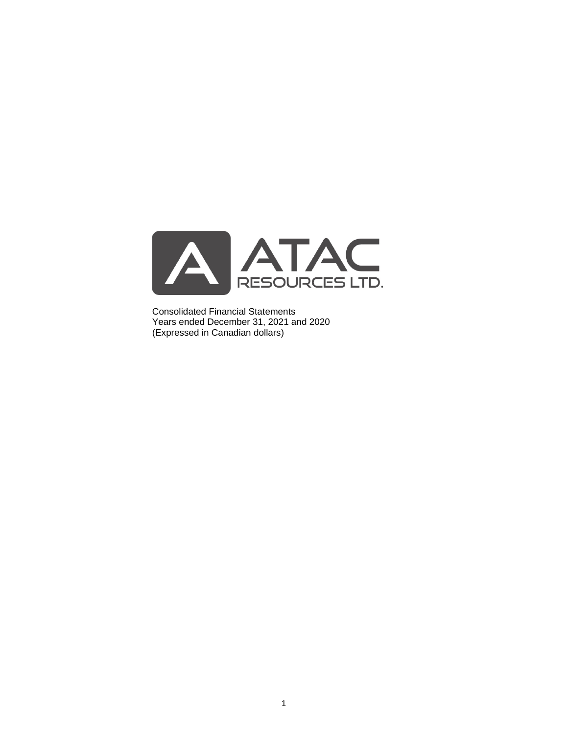ATAC RESOURCES LTD.

Consolidated Financial Statements
Years ended December 31, 2021 and 2020
(Expressed in Canadian dollars)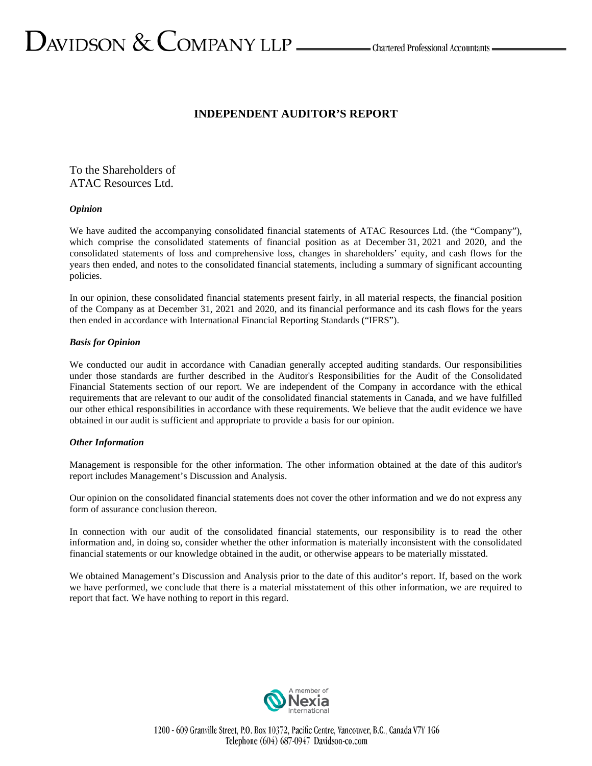# INDEPENDENT AUDITOR'S REPORT

To the Shareholders of
ATAC Resources Ltd.

***Opinion***

We have audited the accompanying consolidated financial statements of ATAC Resources Ltd. (the "Company"), which comprise the consolidated statements of financial position as at December 31, 2021 and 2020, and the consolidated statements of loss and comprehensive loss, changes in shareholders' equity, and cash flows for the years then ended, and notes to the consolidated financial statements, including a summary of significant accounting policies.

In our opinion, these consolidated financial statements present fairly, in all material respects, the financial position of the Company as at December 31, 2021 and 2020, and its financial performance and its cash flows for the years then ended in accordance with International Financial Reporting Standards ("IFRS").

***Basis for Opinion***

We conducted our audit in accordance with Canadian generally accepted auditing standards. Our responsibilities under those standards are further described in the Auditor's Responsibilities for the Audit of the Consolidated Financial Statements section of our report. We are independent of the Company in accordance with the ethical requirements that are relevant to our audit of the consolidated financial statements in Canada, and we have fulfilled our other ethical responsibilities in accordance with these requirements. We believe that the audit evidence we have obtained in our audit is sufficient and appropriate to provide a basis for our opinion.

***Other Information***

Management is responsible for the other information. The other information obtained at the date of this auditor's report includes Management's Discussion and Analysis.

Our opinion on the consolidated financial statements does not cover the other information and we do not express any form of assurance conclusion thereon.

In connection with our audit of the consolidated financial statements, our responsibility is to read the other information and, in doing so, consider whether the other information is materially inconsistent with the consolidated financial statements or our knowledge obtained in the audit, or otherwise appears to be materially misstated.

We obtained Management's Discussion and Analysis prior to the date of this auditor's report. If, based on the work we have performed, we conclude that there is a material misstatement of this other information, we are required to report that fact. We have nothing to report in this regard.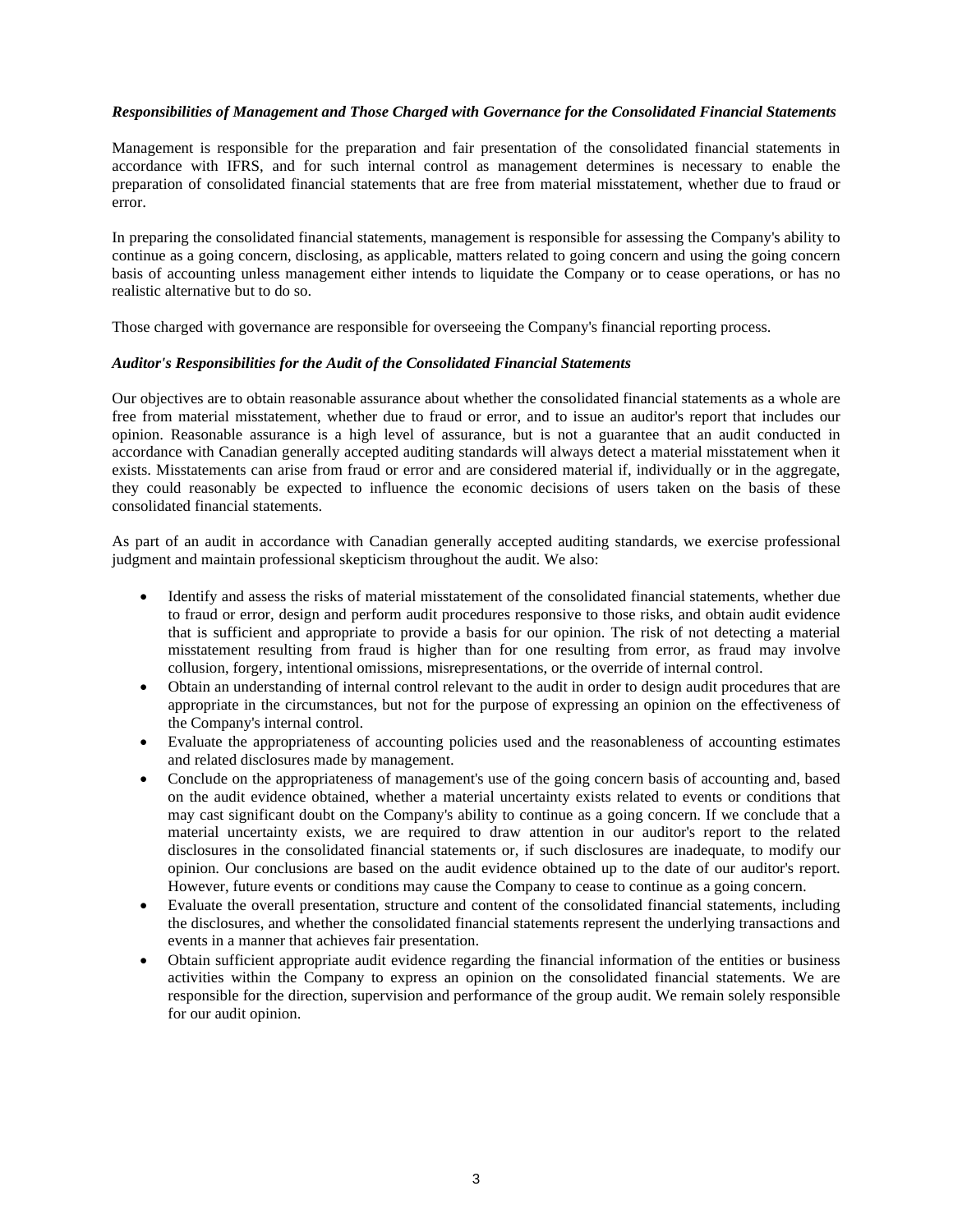***Responsibilities of Management and Those Charged with Governance for the Consolidated Financial Statements***

Management is responsible for the preparation and fair presentation of the consolidated financial statements in accordance with IFRS, and for such internal control as management determines is necessary to enable the preparation of consolidated financial statements that are free from material misstatement, whether due to fraud or error.

In preparing the consolidated financial statements, management is responsible for assessing the Company's ability to continue as a going concern, disclosing, as applicable, matters related to going concern and using the going concern basis of accounting unless management either intends to liquidate the Company or to cease operations, or has no realistic alternative but to do so.

Those charged with governance are responsible for overseeing the Company's financial reporting process.

***Auditor's Responsibilities for the Audit of the Consolidated Financial Statements***

Our objectives are to obtain reasonable assurance about whether the consolidated financial statements as a whole are free from material misstatement, whether due to fraud or error, and to issue an auditor's report that includes our opinion. Reasonable assurance is a high level of assurance, but is not a guarantee that an audit conducted in accordance with Canadian generally accepted auditing standards will always detect a material misstatement when it exists. Misstatements can arise from fraud or error and are considered material if, individually or in the aggregate, they could reasonably be expected to influence the economic decisions of users taken on the basis of these consolidated financial statements.

As part of an audit in accordance with Canadian generally accepted auditing standards, we exercise professional judgment and maintain professional skepticism throughout the audit. We also:

- Identify and assess the risks of material misstatement of the consolidated financial statements, whether due to fraud or error, design and perform audit procedures responsive to those risks, and obtain audit evidence that is sufficient and appropriate to provide a basis for our opinion. The risk of not detecting a material misstatement resulting from fraud is higher than for one resulting from error, as fraud may involve collusion, forgery, intentional omissions, misrepresentations, or the override of internal control.
- Obtain an understanding of internal control relevant to the audit in order to design audit procedures that are appropriate in the circumstances, but not for the purpose of expressing an opinion on the effectiveness of the Company's internal control.
- Evaluate the appropriateness of accounting policies used and the reasonableness of accounting estimates and related disclosures made by management.
- Conclude on the appropriateness of management's use of the going concern basis of accounting and, based on the audit evidence obtained, whether a material uncertainty exists related to events or conditions that may cast significant doubt on the Company's ability to continue as a going concern. If we conclude that a material uncertainty exists, we are required to draw attention in our auditor's report to the related disclosures in the consolidated financial statements or, if such disclosures are inadequate, to modify our opinion. Our conclusions are based on the audit evidence obtained up to the date of our auditor's report. However, future events or conditions may cause the Company to cease to continue as a going concern.
- Evaluate the overall presentation, structure and content of the consolidated financial statements, including the disclosures, and whether the consolidated financial statements represent the underlying transactions and events in a manner that achieves fair presentation.
- Obtain sufficient appropriate audit evidence regarding the financial information of the entities or business activities within the Company to express an opinion on the consolidated financial statements. We are responsible for the direction, supervision and performance of the group audit. We remain solely responsible for our audit opinion.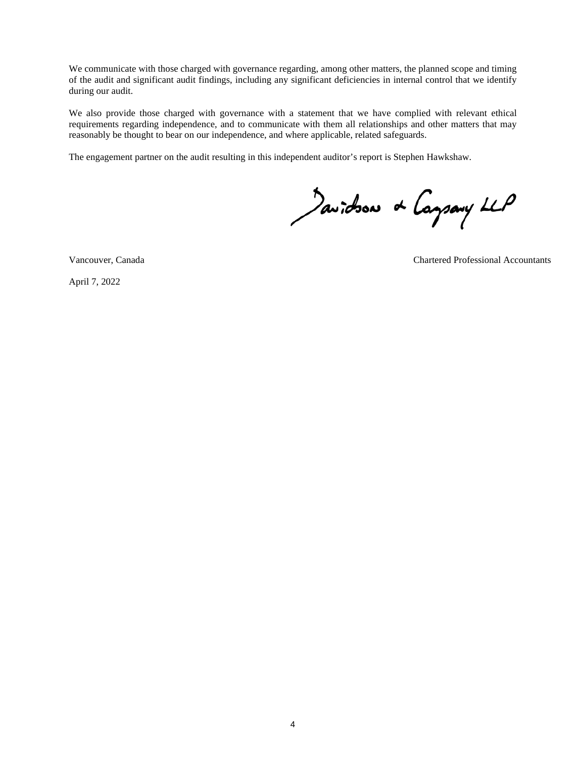We communicate with those charged with governance regarding, among other matters, the planned scope and timing of the audit and significant audit findings, including any significant deficiencies in internal control that we identify during our audit.

We also provide those charged with governance with a statement that we have complied with relevant ethical requirements regarding independence, and to communicate with them all relationships and other matters that may reasonably be thought to bear on our independence, and where applicable, related safeguards.

The engagement partner on the audit resulting in this independent auditor's report is Stephen Hawkshaw.

Davidson & Company LLP

Vancouver, Canada

Chartered Professional Accountants

April 7, 2022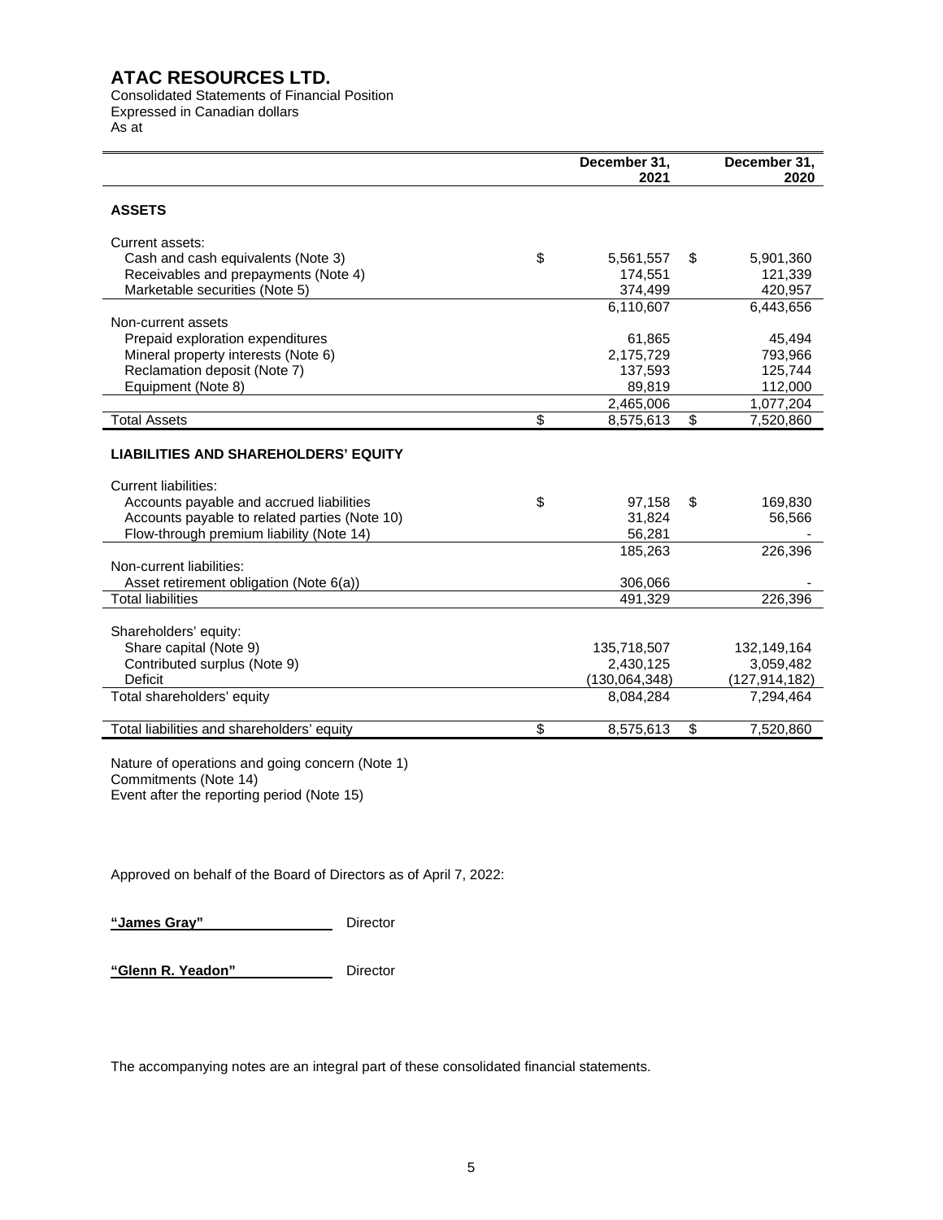# ATAC RESOURCES LTD.

Consolidated Statements of Financial Position
Expressed in Canadian dollars
As at

| | December 31, 2021 | December 31, 2020 |
|---|---|---|
| **ASSETS** | | |
| Current assets: | | |
| Cash and cash equivalents (Note 3) | $ 5,561,557 | $ 5,901,360 |
| Receivables and prepayments (Note 4) | 174,551 | 121,339 |
| Marketable securities (Note 5) | 374,499 | 420,957 |
| | 6,110,607 | 6,443,656 |
| Non-current assets | | |
| Prepaid exploration expenditures | 61,865 | 45,494 |
| Mineral property interests (Note 6) | 2,175,729 | 793,966 |
| Reclamation deposit (Note 7) | 137,593 | 125,744 |
| Equipment (Note 8) | 89,819 | 112,000 |
| | 2,465,006 | 1,077,204 |
| Total Assets | $ 8,575,613 | $ 7,520,860 |
| **LIABILITIES AND SHAREHOLDERS' EQUITY** | | |
| Current liabilities: | | |
| Accounts payable and accrued liabilities | $ 97,158 | $ 169,830 |
| Accounts payable to related parties (Note 10) | 31,824 | 56,566 |
| Flow-through premium liability (Note 14) | 56,281 | - |
| | 185,263 | 226,396 |
| Non-current liabilities: | | |
| Asset retirement obligation (Note 6(a)) | 306,066 | - |
| Total liabilities | 491,329 | 226,396 |
| Shareholders' equity: | | |
| Share capital (Note 9) | 135,718,507 | 132,149,164 |
| Contributed surplus (Note 9) | 2,430,125 | 3,059,482 |
| Deficit | (130,064,348) | (127,914,182) |
| Total shareholders' equity | 8,084,284 | 7,294,464 |
| Total liabilities and shareholders' equity | $ 8,575,613 | $ 7,520,860 |

Nature of operations and going concern (Note 1)
Commitments (Note 14)
Event after the reporting period (Note 15)

Approved on behalf of the Board of Directors as of April 7, 2022:

**"James Gray"** Director

**"Glenn R. Yeadon"** Director

The accompanying notes are an integral part of these consolidated financial statements.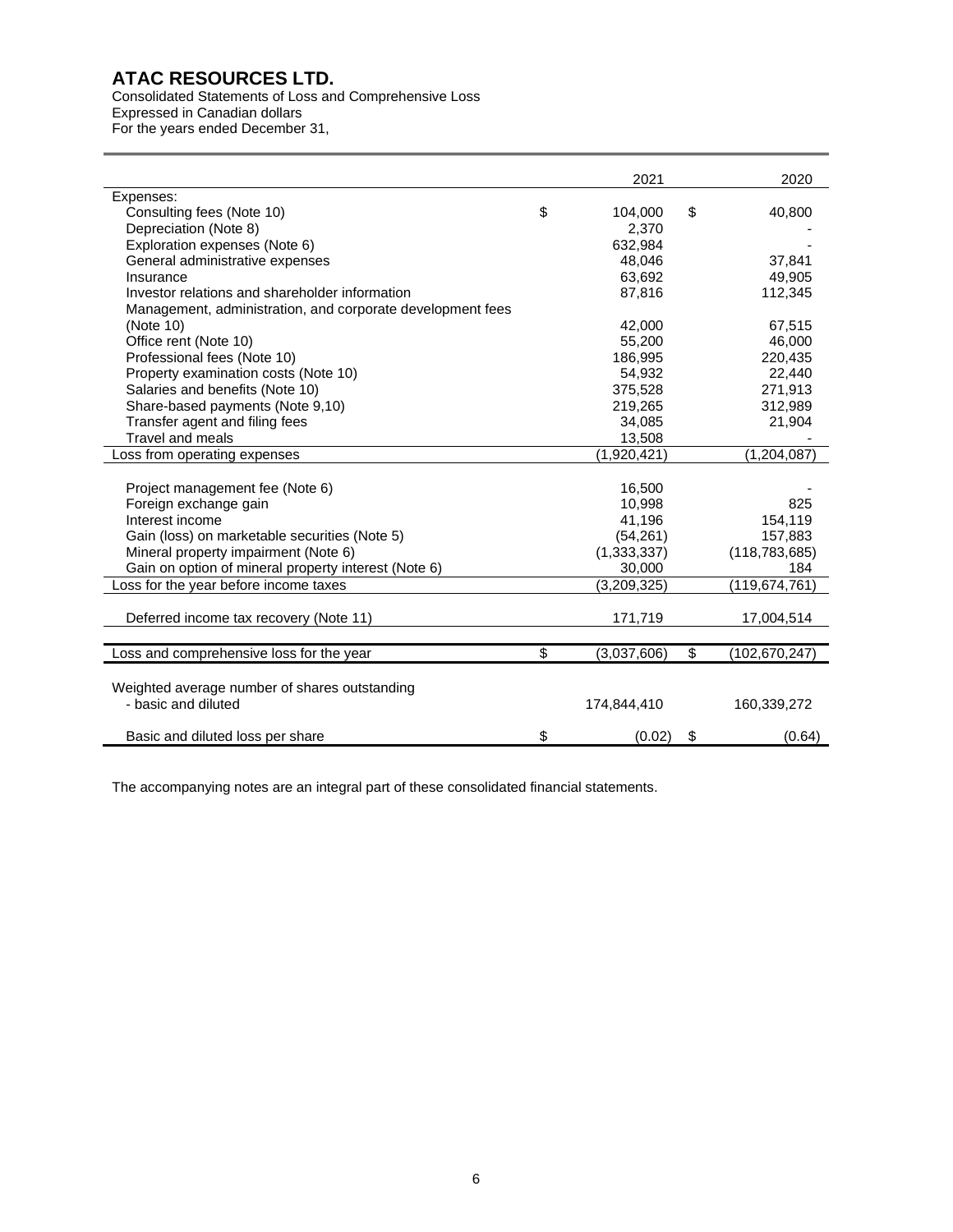# ATAC RESOURCES LTD.

Consolidated Statements of Loss and Comprehensive Loss
Expressed in Canadian dollars
For the years ended December 31,

| | 2021 | 2020 |
|---|---|---|
| Expenses: | | |
| Consulting fees (Note 10) | $ 104,000 | $ 40,800 |
| Depreciation (Note 8) | 2,370 | - |
| Exploration expenses (Note 6) | 632,984 | - |
| General administrative expenses | 48,046 | 37,841 |
| Insurance | 63,692 | 49,905 |
| Investor relations and shareholder information | 87,816 | 112,345 |
| Management, administration, and corporate development fees (Note 10) | 42,000 | 67,515 |
| Office rent (Note 10) | 55,200 | 46,000 |
| Professional fees (Note 10) | 186,995 | 220,435 |
| Property examination costs (Note 10) | 54,932 | 22,440 |
| Salaries and benefits (Note 10) | 375,528 | 271,913 |
| Share-based payments (Note 9,10) | 219,265 | 312,989 |
| Transfer agent and filing fees | 34,085 | 21,904 |
| Travel and meals | 13,508 | - |
| Loss from operating expenses | (1,920,421) | (1,204,087) |
| | | |
| Project management fee (Note 6) | 16,500 | - |
| Foreign exchange gain | 10,998 | 825 |
| Interest income | 41,196 | 154,119 |
| Gain (loss) on marketable securities (Note 5) | (54,261) | 157,883 |
| Mineral property impairment (Note 6) | (1,333,337) | (118,783,685) |
| Gain on option of mineral property interest (Note 6) | 30,000 | 184 |
| Loss for the year before income taxes | (3,209,325) | (119,674,761) |
| | | |
| Deferred income tax recovery (Note 11) | 171,719 | 17,004,514 |
| | | |
| Loss and comprehensive loss for the year | $ (3,037,606) | $ (102,670,247) |
| | | |
| Weighted average number of shares outstanding - basic and diluted | 174,844,410 | 160,339,272 |
| | | |
| Basic and diluted loss per share | $ (0.02) | $ (0.64) |

The accompanying notes are an integral part of these consolidated financial statements.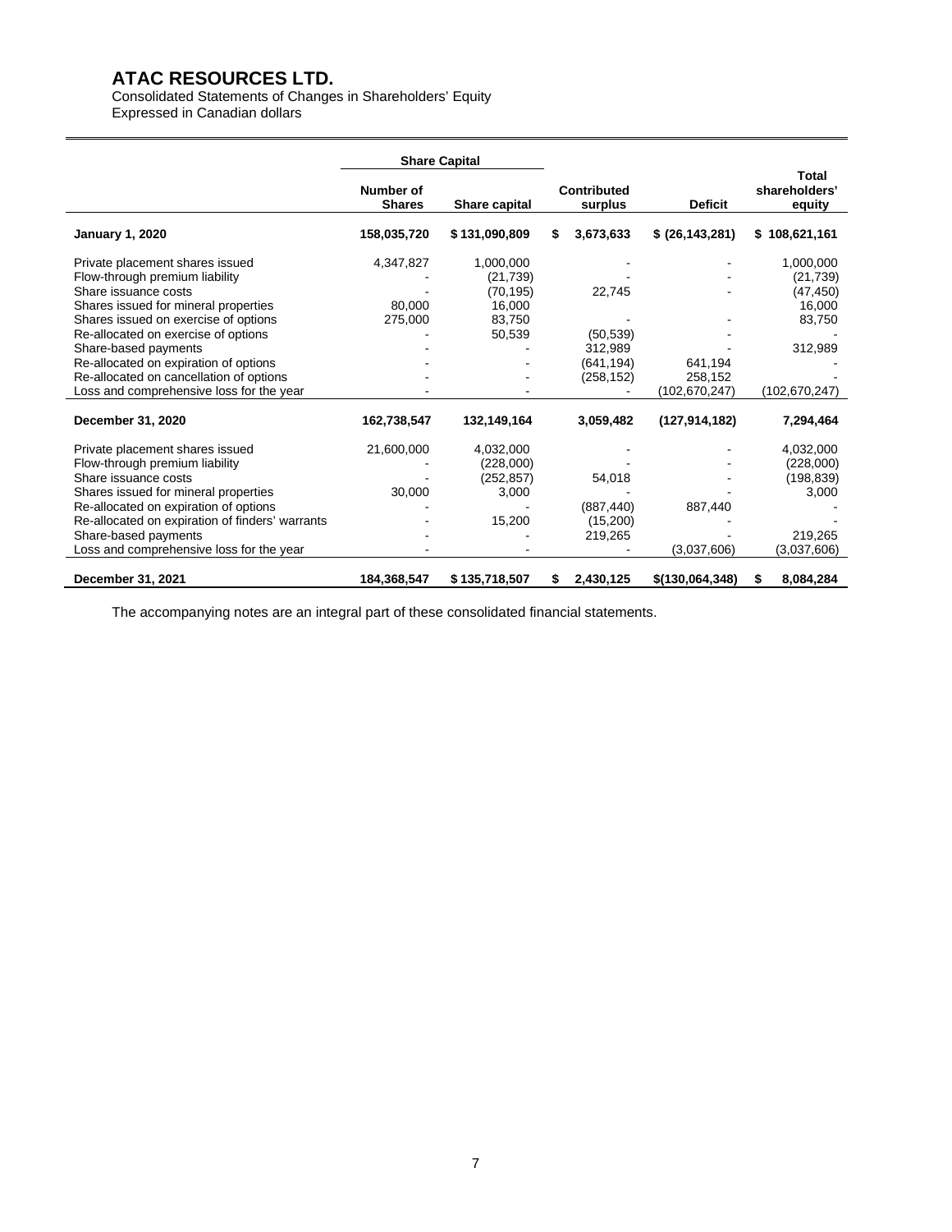# ATAC RESOURCES LTD.

Consolidated Statements of Changes in Shareholders' Equity
Expressed in Canadian dollars

| | Share Capital | | | | |
|---|---|---|---|---|---|
| | Number of Shares | Share capital | Contributed surplus | Deficit | Total shareholders' equity |
| **January 1, 2020** | **158,035,720** | **$ 131,090,809** | **$ 3,673,633** | **$ (26,143,281)** | **$ 108,621,161** |
| Private placement shares issued | 4,347,827 | 1,000,000 | - | - | 1,000,000 |
| Flow-through premium liability | - | (21,739) | - | - | (21,739) |
| Share issuance costs | - | (70,195) | 22,745 | - | (47,450) |
| Shares issued for mineral properties | 80,000 | 16,000 | - | - | 16,000 |
| Shares issued on exercise of options | 275,000 | 83,750 | - | - | 83,750 |
| Re-allocated on exercise of options | - | 50,539 | (50,539) | - | - |
| Share-based payments | - | - | 312,989 | - | 312,989 |
| Re-allocated on expiration of options | - | - | (641,194) | 641,194 | - |
| Re-allocated on cancellation of options | - | - | (258,152) | 258,152 | - |
| Loss and comprehensive loss for the year | - | - | - | (102,670,247) | (102,670,247) |
| **December 31, 2020** | **162,738,547** | **132,149,164** | **3,059,482** | **(127,914,182)** | **7,294,464** |
| Private placement shares issued | 21,600,000 | 4,032,000 | - | - | 4,032,000 |
| Flow-through premium liability | - | (228,000) | - | - | (228,000) |
| Share issuance costs | - | (252,857) | 54,018 | - | (198,839) |
| Shares issued for mineral properties | 30,000 | 3,000 | - | - | 3,000 |
| Re-allocated on expiration of options | - | - | (887,440) | 887,440 | - |
| Re-allocated on expiration of finders' warrants | - | 15,200 | (15,200) | - | - |
| Share-based payments | - | - | 219,265 | - | 219,265 |
| Loss and comprehensive loss for the year | - | - | - | (3,037,606) | (3,037,606) |
| **December 31, 2021** | **184,368,547** | **$ 135,718,507** | **$ 2,430,125** | **$(130,064,348)** | **$ 8,084,284** |

The accompanying notes are an integral part of these consolidated financial statements.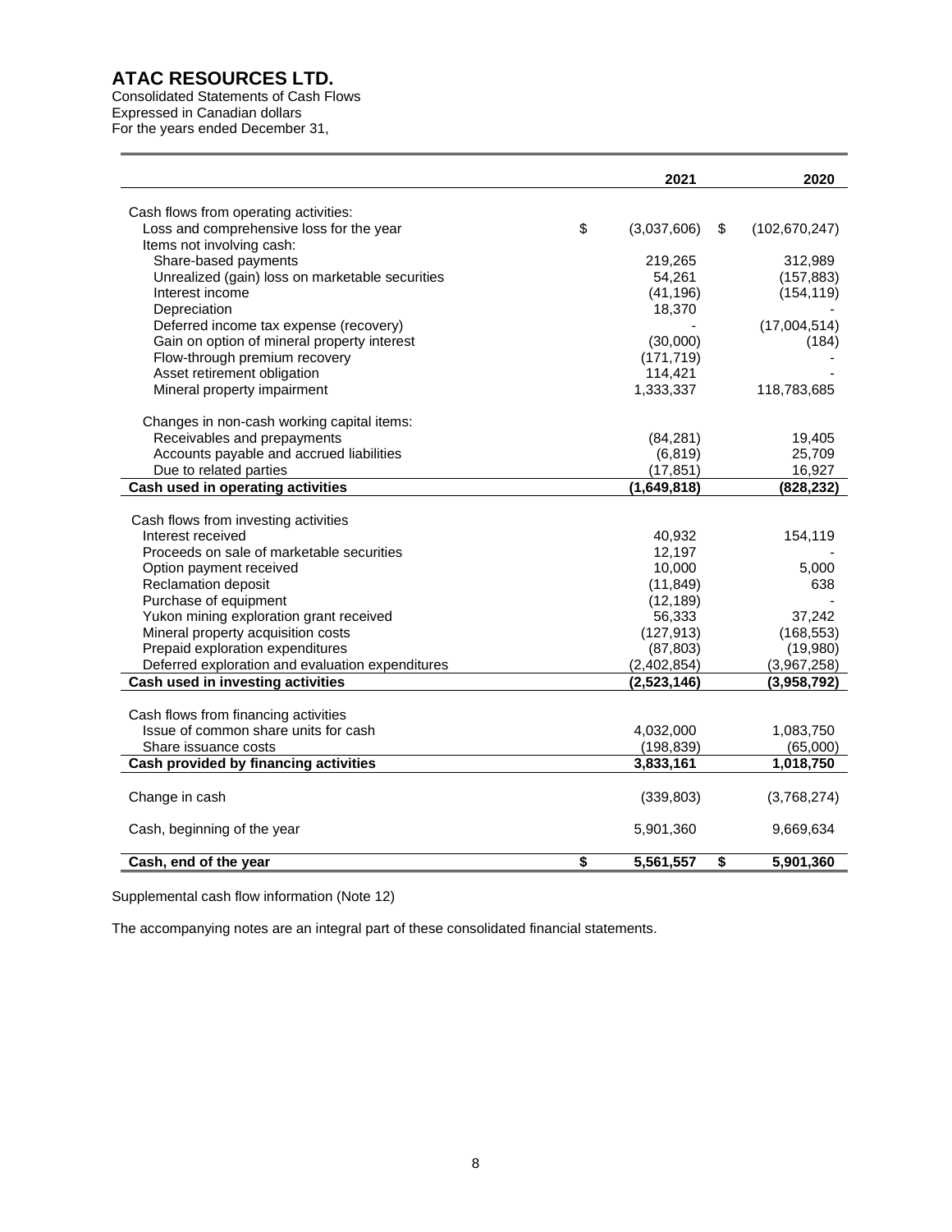# ATAC RESOURCES LTD.

Consolidated Statements of Cash Flows
Expressed in Canadian dollars
For the years ended December 31,

| | 2021 | 2020 |
|---|---|---|
| Cash flows from operating activities: | | |
| Loss and comprehensive loss for the year | $ (3,037,606) | $ (102,670,247) |
| Items not involving cash: | | |
| Share-based payments | 219,265 | 312,989 |
| Unrealized (gain) loss on marketable securities | 54,261 | (157,883) |
| Interest income | (41,196) | (154,119) |
| Depreciation | 18,370 | - |
| Deferred income tax expense (recovery) | - | (17,004,514) |
| Gain on option of mineral property interest | (30,000) | (184) |
| Flow-through premium recovery | (171,719) | - |
| Asset retirement obligation | 114,421 | - |
| Mineral property impairment | 1,333,337 | 118,783,685 |
| Changes in non-cash working capital items: | | |
| Receivables and prepayments | (84,281) | 19,405 |
| Accounts payable and accrued liabilities | (6,819) | 25,709 |
| Due to related parties | (17,851) | 16,927 |
| **Cash used in operating activities** | **(1,649,818)** | **(828,232)** |
| Cash flows from investing activities | | |
| Interest received | 40,932 | 154,119 |
| Proceeds on sale of marketable securities | 12,197 | - |
| Option payment received | 10,000 | 5,000 |
| Reclamation deposit | (11,849) | 638 |
| Purchase of equipment | (12,189) | - |
| Yukon mining exploration grant received | 56,333 | 37,242 |
| Mineral property acquisition costs | (127,913) | (168,553) |
| Prepaid exploration expenditures | (87,803) | (19,980) |
| Deferred exploration and evaluation expenditures | (2,402,854) | (3,967,258) |
| **Cash used in investing activities** | **(2,523,146)** | **(3,958,792)** |
| Cash flows from financing activities | | |
| Issue of common share units for cash | 4,032,000 | 1,083,750 |
| Share issuance costs | (198,839) | (65,000) |
| **Cash provided by financing activities** | **3,833,161** | **1,018,750** |
| Change in cash | (339,803) | (3,768,274) |
| Cash, beginning of the year | 5,901,360 | 9,669,634 |
| **Cash, end of the year** | **$ 5,561,557** | **$ 5,901,360** |

Supplemental cash flow information (Note 12)

The accompanying notes are an integral part of these consolidated financial statements.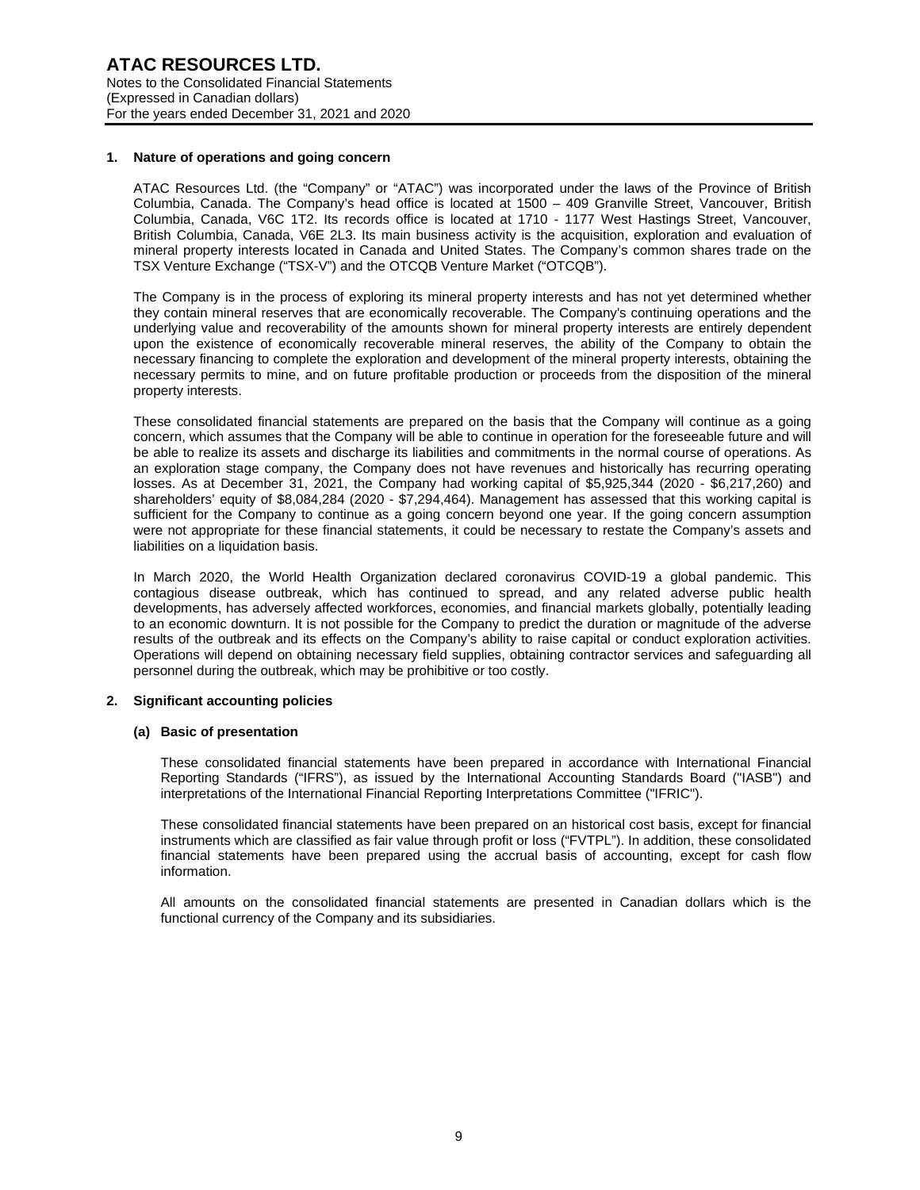## 1. Nature of operations and going concern

ATAC Resources Ltd. (the "Company" or "ATAC") was incorporated under the laws of the Province of British Columbia, Canada. The Company's head office is located at 1500 – 409 Granville Street, Vancouver, British Columbia, Canada, V6C 1T2. Its records office is located at 1710 - 1177 West Hastings Street, Vancouver, British Columbia, Canada, V6E 2L3. Its main business activity is the acquisition, exploration and evaluation of mineral property interests located in Canada and United States. The Company's common shares trade on the TSX Venture Exchange ("TSX-V") and the OTCQB Venture Market ("OTCQB").

The Company is in the process of exploring its mineral property interests and has not yet determined whether they contain mineral reserves that are economically recoverable. The Company's continuing operations and the underlying value and recoverability of the amounts shown for mineral property interests are entirely dependent upon the existence of economically recoverable mineral reserves, the ability of the Company to obtain the necessary financing to complete the exploration and development of the mineral property interests, obtaining the necessary permits to mine, and on future profitable production or proceeds from the disposition of the mineral property interests.

These consolidated financial statements are prepared on the basis that the Company will continue as a going concern, which assumes that the Company will be able to continue in operation for the foreseeable future and will be able to realize its assets and discharge its liabilities and commitments in the normal course of operations. As an exploration stage company, the Company does not have revenues and historically has recurring operating losses. As at December 31, 2021, the Company had working capital of $5,925,344 (2020 - $6,217,260) and shareholders' equity of $8,084,284 (2020 - $7,294,464). Management has assessed that this working capital is sufficient for the Company to continue as a going concern beyond one year. If the going concern assumption were not appropriate for these financial statements, it could be necessary to restate the Company's assets and liabilities on a liquidation basis.

In March 2020, the World Health Organization declared coronavirus COVID-19 a global pandemic. This contagious disease outbreak, which has continued to spread, and any related adverse public health developments, has adversely affected workforces, economies, and financial markets globally, potentially leading to an economic downturn. It is not possible for the Company to predict the duration or magnitude of the adverse results of the outbreak and its effects on the Company's ability to raise capital or conduct exploration activities. Operations will depend on obtaining necessary field supplies, obtaining contractor services and safeguarding all personnel during the outbreak, which may be prohibitive or too costly.

## 2. Significant accounting policies

### (a) Basic of presentation

These consolidated financial statements have been prepared in accordance with International Financial Reporting Standards ("IFRS"), as issued by the International Accounting Standards Board ("IASB") and interpretations of the International Financial Reporting Interpretations Committee ("IFRIC").

These consolidated financial statements have been prepared on an historical cost basis, except for financial instruments which are classified as fair value through profit or loss ("FVTPL"). In addition, these consolidated financial statements have been prepared using the accrual basis of accounting, except for cash flow information.

All amounts on the consolidated financial statements are presented in Canadian dollars which is the functional currency of the Company and its subsidiaries.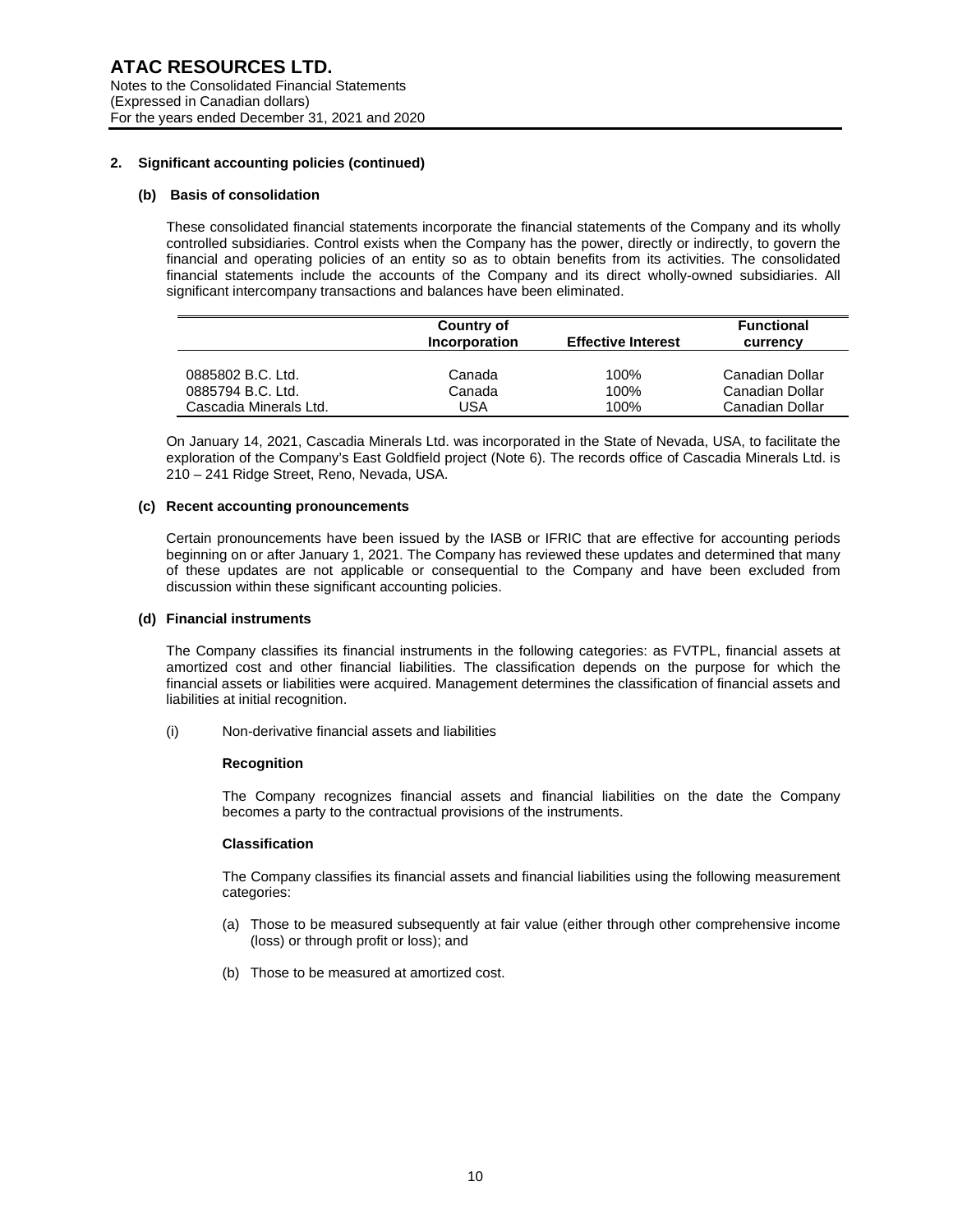## 2. Significant accounting policies (continued)

### (b) Basis of consolidation

These consolidated financial statements incorporate the financial statements of the Company and its wholly controlled subsidiaries. Control exists when the Company has the power, directly or indirectly, to govern the financial and operating policies of an entity so as to obtain benefits from its activities. The consolidated financial statements include the accounts of the Company and its direct wholly-owned subsidiaries. All significant intercompany transactions and balances have been eliminated.

| | Country of Incorporation | Effective Interest | Functional currency |
|---|---|---|---|
| 0885802 B.C. Ltd. | Canada | 100% | Canadian Dollar |
| 0885794 B.C. Ltd. | Canada | 100% | Canadian Dollar |
| Cascadia Minerals Ltd. | USA | 100% | Canadian Dollar |

On January 14, 2021, Cascadia Minerals Ltd. was incorporated in the State of Nevada, USA, to facilitate the exploration of the Company's East Goldfield project (Note 6). The records office of Cascadia Minerals Ltd. is 210 – 241 Ridge Street, Reno, Nevada, USA.

### (c) Recent accounting pronouncements

Certain pronouncements have been issued by the IASB or IFRIC that are effective for accounting periods beginning on or after January 1, 2021. The Company has reviewed these updates and determined that many of these updates are not applicable or consequential to the Company and have been excluded from discussion within these significant accounting policies.

### (d) Financial instruments

The Company classifies its financial instruments in the following categories: as FVTPL, financial assets at amortized cost and other financial liabilities. The classification depends on the purpose for which the financial assets or liabilities were acquired. Management determines the classification of financial assets and liabilities at initial recognition.

(i) Non-derivative financial assets and liabilities

**Recognition**

The Company recognizes financial assets and financial liabilities on the date the Company becomes a party to the contractual provisions of the instruments.

**Classification**

The Company classifies its financial assets and financial liabilities using the following measurement categories:

(a) Those to be measured subsequently at fair value (either through other comprehensive income (loss) or through profit or loss); and

(b) Those to be measured at amortized cost.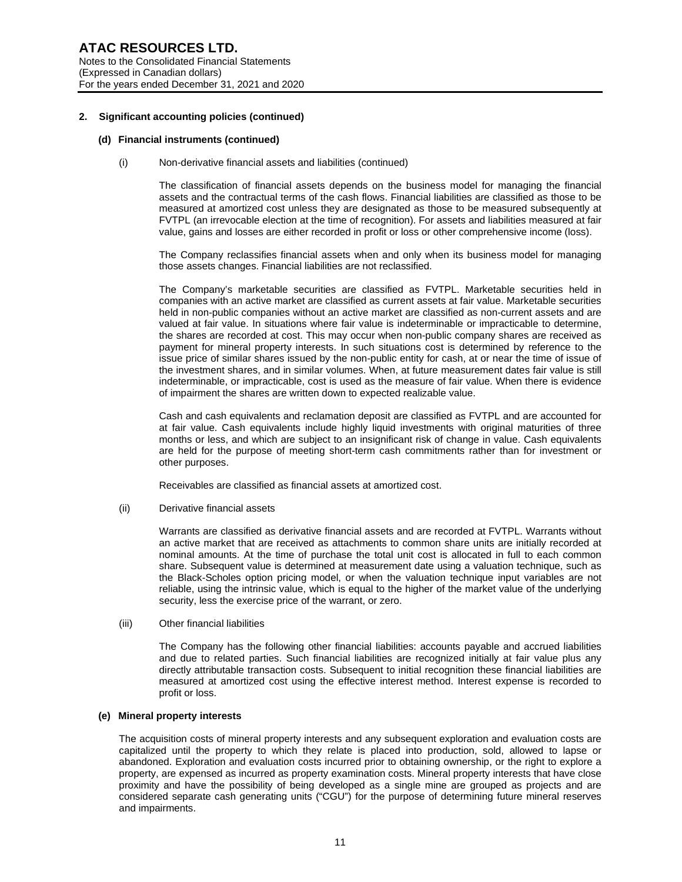## 2. Significant accounting policies (continued)

### (d) Financial instruments (continued)

(i) Non-derivative financial assets and liabilities (continued)

The classification of financial assets depends on the business model for managing the financial assets and the contractual terms of the cash flows. Financial liabilities are classified as those to be measured at amortized cost unless they are designated as those to be measured subsequently at FVTPL (an irrevocable election at the time of recognition). For assets and liabilities measured at fair value, gains and losses are either recorded in profit or loss or other comprehensive income (loss).

The Company reclassifies financial assets when and only when its business model for managing those assets changes. Financial liabilities are not reclassified.

The Company's marketable securities are classified as FVTPL. Marketable securities held in companies with an active market are classified as current assets at fair value. Marketable securities held in non-public companies without an active market are classified as non-current assets and are valued at fair value. In situations where fair value is indeterminable or impracticable to determine, the shares are recorded at cost. This may occur when non-public company shares are received as payment for mineral property interests. In such situations cost is determined by reference to the issue price of similar shares issued by the non-public entity for cash, at or near the time of issue of the investment shares, and in similar volumes. When, at future measurement dates fair value is still indeterminable, or impracticable, cost is used as the measure of fair value. When there is evidence of impairment the shares are written down to expected realizable value.

Cash and cash equivalents and reclamation deposit are classified as FVTPL and are accounted for at fair value. Cash equivalents include highly liquid investments with original maturities of three months or less, and which are subject to an insignificant risk of change in value. Cash equivalents are held for the purpose of meeting short-term cash commitments rather than for investment or other purposes.

Receivables are classified as financial assets at amortized cost.

(ii) Derivative financial assets

Warrants are classified as derivative financial assets and are recorded at FVTPL. Warrants without an active market that are received as attachments to common share units are initially recorded at nominal amounts. At the time of purchase the total unit cost is allocated in full to each common share. Subsequent value is determined at measurement date using a valuation technique, such as the Black-Scholes option pricing model, or when the valuation technique input variables are not reliable, using the intrinsic value, which is equal to the higher of the market value of the underlying security, less the exercise price of the warrant, or zero.

(iii) Other financial liabilities

The Company has the following other financial liabilities: accounts payable and accrued liabilities and due to related parties. Such financial liabilities are recognized initially at fair value plus any directly attributable transaction costs. Subsequent to initial recognition these financial liabilities are measured at amortized cost using the effective interest method. Interest expense is recorded to profit or loss.

### (e) Mineral property interests

The acquisition costs of mineral property interests and any subsequent exploration and evaluation costs are capitalized until the property to which they relate is placed into production, sold, allowed to lapse or abandoned. Exploration and evaluation costs incurred prior to obtaining ownership, or the right to explore a property, are expensed as incurred as property examination costs. Mineral property interests that have close proximity and have the possibility of being developed as a single mine are grouped as projects and are considered separate cash generating units ("CGU") for the purpose of determining future mineral reserves and impairments.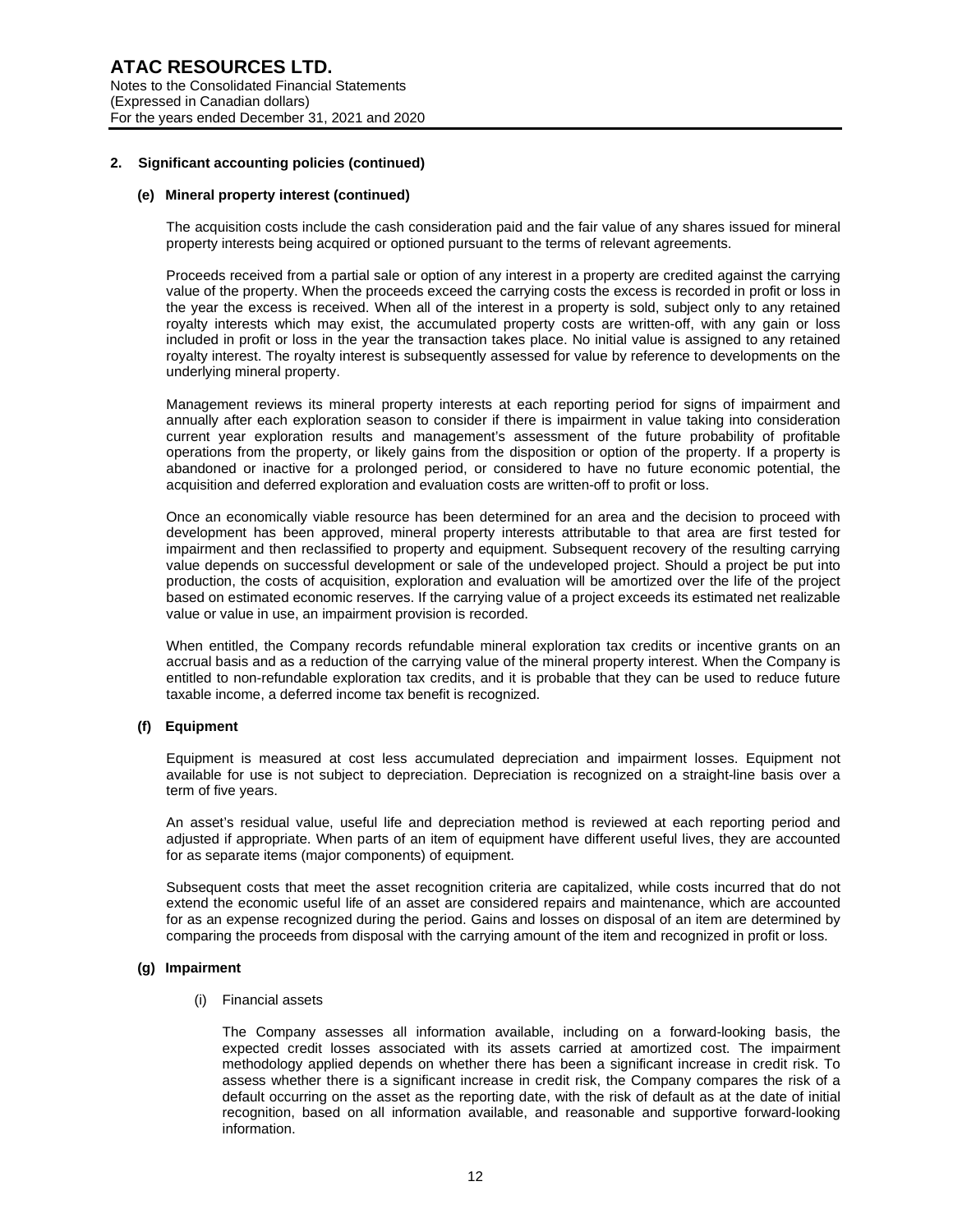## 2. Significant accounting policies (continued)

### (e) Mineral property interest (continued)

The acquisition costs include the cash consideration paid and the fair value of any shares issued for mineral property interests being acquired or optioned pursuant to the terms of relevant agreements.

Proceeds received from a partial sale or option of any interest in a property are credited against the carrying value of the property. When the proceeds exceed the carrying costs the excess is recorded in profit or loss in the year the excess is received. When all of the interest in a property is sold, subject only to any retained royalty interests which may exist, the accumulated property costs are written-off, with any gain or loss included in profit or loss in the year the transaction takes place. No initial value is assigned to any retained royalty interest. The royalty interest is subsequently assessed for value by reference to developments on the underlying mineral property.

Management reviews its mineral property interests at each reporting period for signs of impairment and annually after each exploration season to consider if there is impairment in value taking into consideration current year exploration results and management's assessment of the future probability of profitable operations from the property, or likely gains from the disposition or option of the property. If a property is abandoned or inactive for a prolonged period, or considered to have no future economic potential, the acquisition and deferred exploration and evaluation costs are written-off to profit or loss.

Once an economically viable resource has been determined for an area and the decision to proceed with development has been approved, mineral property interests attributable to that area are first tested for impairment and then reclassified to property and equipment. Subsequent recovery of the resulting carrying value depends on successful development or sale of the undeveloped project. Should a project be put into production, the costs of acquisition, exploration and evaluation will be amortized over the life of the project based on estimated economic reserves. If the carrying value of a project exceeds its estimated net realizable value or value in use, an impairment provision is recorded.

When entitled, the Company records refundable mineral exploration tax credits or incentive grants on an accrual basis and as a reduction of the carrying value of the mineral property interest. When the Company is entitled to non-refundable exploration tax credits, and it is probable that they can be used to reduce future taxable income, a deferred income tax benefit is recognized.

### (f) Equipment

Equipment is measured at cost less accumulated depreciation and impairment losses. Equipment not available for use is not subject to depreciation. Depreciation is recognized on a straight-line basis over a term of five years.

An asset's residual value, useful life and depreciation method is reviewed at each reporting period and adjusted if appropriate. When parts of an item of equipment have different useful lives, they are accounted for as separate items (major components) of equipment.

Subsequent costs that meet the asset recognition criteria are capitalized, while costs incurred that do not extend the economic useful life of an asset are considered repairs and maintenance, which are accounted for as an expense recognized during the period. Gains and losses on disposal of an item are determined by comparing the proceeds from disposal with the carrying amount of the item and recognized in profit or loss.

### (g) Impairment

(i) Financial assets

The Company assesses all information available, including on a forward-looking basis, the expected credit losses associated with its assets carried at amortized cost. The impairment methodology applied depends on whether there has been a significant increase in credit risk. To assess whether there is a significant increase in credit risk, the Company compares the risk of a default occurring on the asset as the reporting date, with the risk of default as at the date of initial recognition, based on all information available, and reasonable and supportive forward-looking information.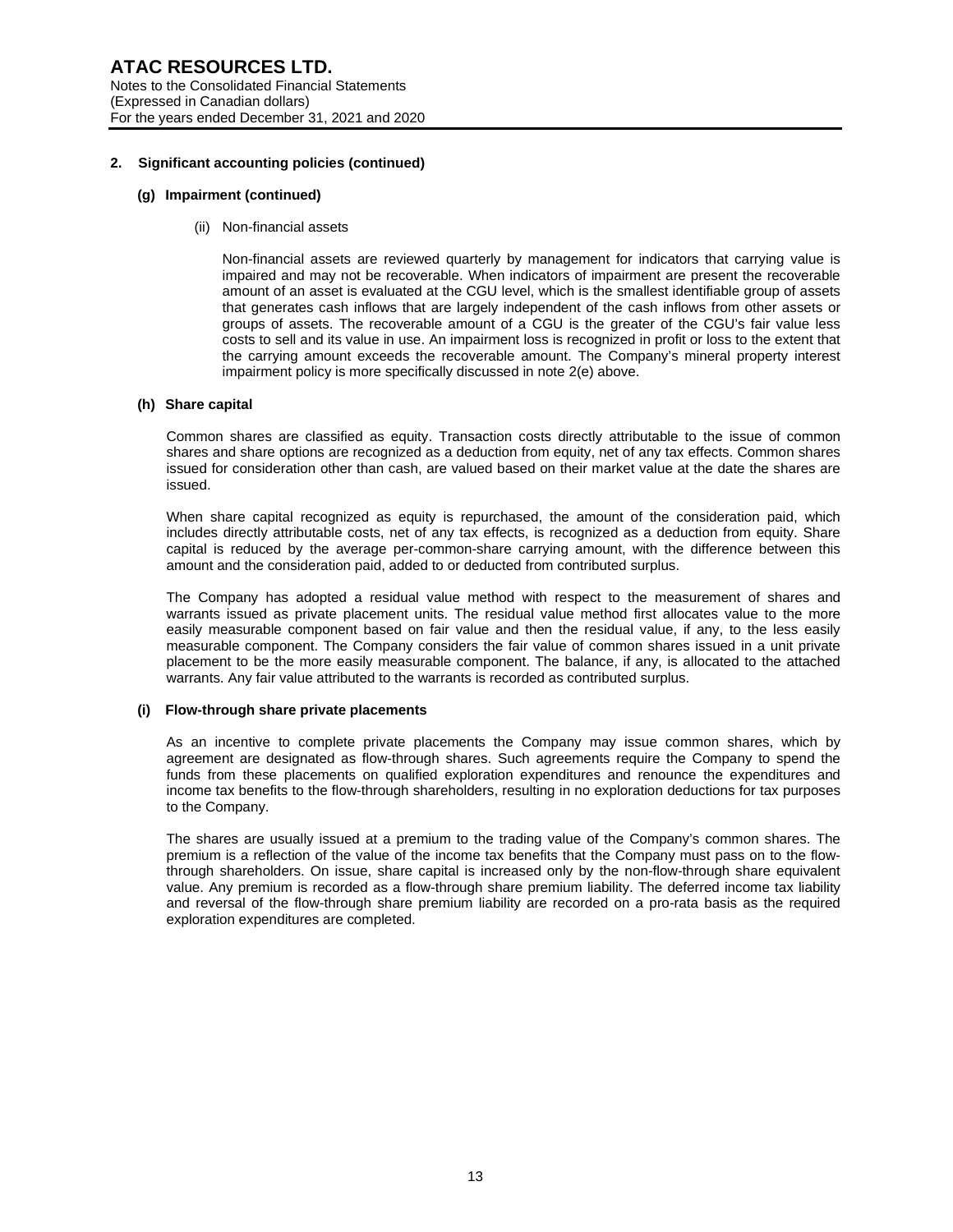## 2. Significant accounting policies (continued)

### (g) Impairment (continued)

(ii) Non-financial assets

Non-financial assets are reviewed quarterly by management for indicators that carrying value is impaired and may not be recoverable. When indicators of impairment are present the recoverable amount of an asset is evaluated at the CGU level, which is the smallest identifiable group of assets that generates cash inflows that are largely independent of the cash inflows from other assets or groups of assets. The recoverable amount of a CGU is the greater of the CGU's fair value less costs to sell and its value in use. An impairment loss is recognized in profit or loss to the extent that the carrying amount exceeds the recoverable amount. The Company's mineral property interest impairment policy is more specifically discussed in note 2(e) above.

### (h) Share capital

Common shares are classified as equity. Transaction costs directly attributable to the issue of common shares and share options are recognized as a deduction from equity, net of any tax effects. Common shares issued for consideration other than cash, are valued based on their market value at the date the shares are issued.

When share capital recognized as equity is repurchased, the amount of the consideration paid, which includes directly attributable costs, net of any tax effects, is recognized as a deduction from equity. Share capital is reduced by the average per-common-share carrying amount, with the difference between this amount and the consideration paid, added to or deducted from contributed surplus.

The Company has adopted a residual value method with respect to the measurement of shares and warrants issued as private placement units. The residual value method first allocates value to the more easily measurable component based on fair value and then the residual value, if any, to the less easily measurable component. The Company considers the fair value of common shares issued in a unit private placement to be the more easily measurable component. The balance, if any, is allocated to the attached warrants. Any fair value attributed to the warrants is recorded as contributed surplus.

### (i) Flow-through share private placements

As an incentive to complete private placements the Company may issue common shares, which by agreement are designated as flow-through shares. Such agreements require the Company to spend the funds from these placements on qualified exploration expenditures and renounce the expenditures and income tax benefits to the flow-through shareholders, resulting in no exploration deductions for tax purposes to the Company.

The shares are usually issued at a premium to the trading value of the Company's common shares. The premium is a reflection of the value of the income tax benefits that the Company must pass on to the flow-through shareholders. On issue, share capital is increased only by the non-flow-through share equivalent value. Any premium is recorded as a flow-through share premium liability. The deferred income tax liability and reversal of the flow-through share premium liability are recorded on a pro-rata basis as the required exploration expenditures are completed.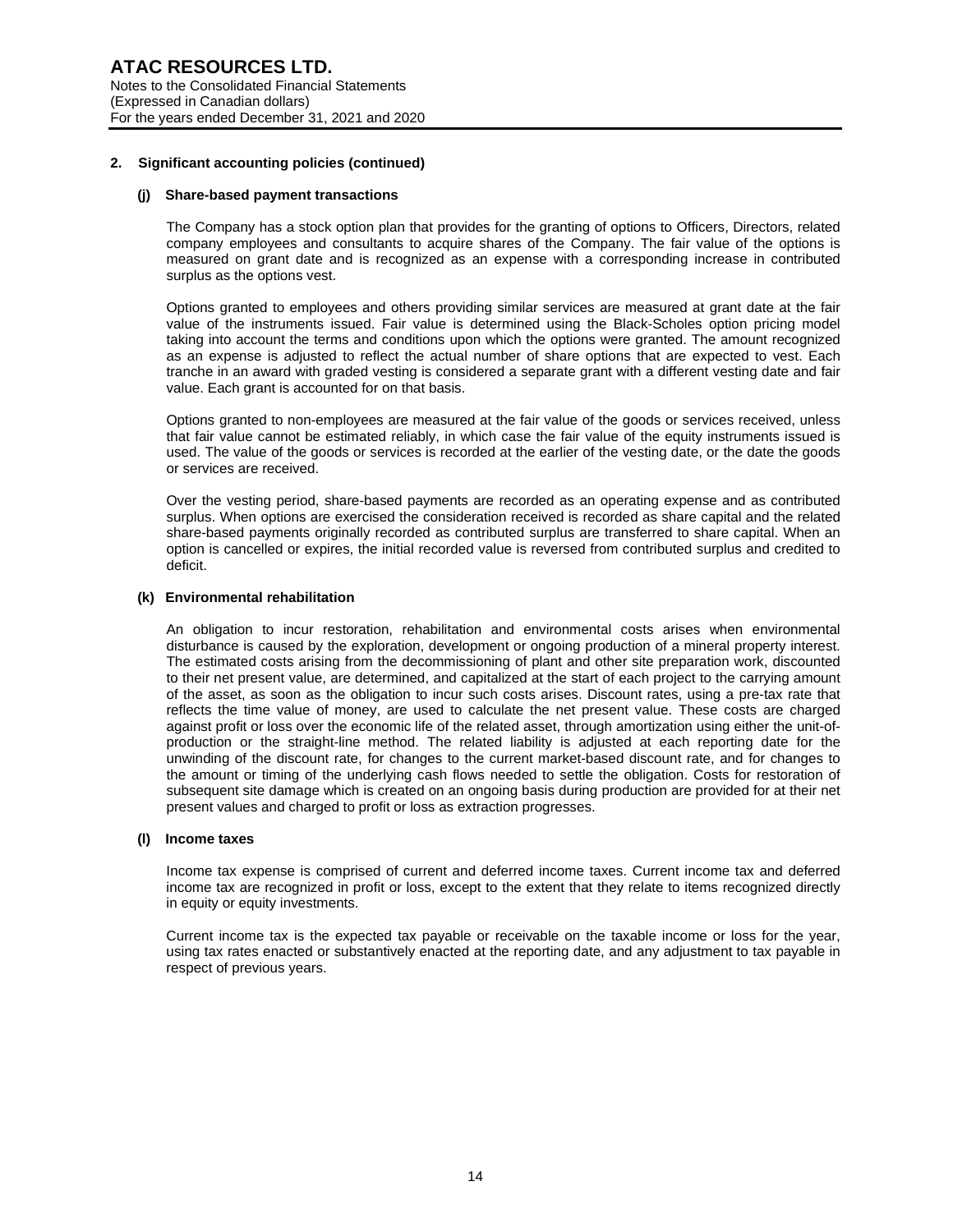## 2. Significant accounting policies (continued)

### (j) Share-based payment transactions

The Company has a stock option plan that provides for the granting of options to Officers, Directors, related company employees and consultants to acquire shares of the Company. The fair value of the options is measured on grant date and is recognized as an expense with a corresponding increase in contributed surplus as the options vest.

Options granted to employees and others providing similar services are measured at grant date at the fair value of the instruments issued. Fair value is determined using the Black-Scholes option pricing model taking into account the terms and conditions upon which the options were granted. The amount recognized as an expense is adjusted to reflect the actual number of share options that are expected to vest. Each tranche in an award with graded vesting is considered a separate grant with a different vesting date and fair value. Each grant is accounted for on that basis.

Options granted to non-employees are measured at the fair value of the goods or services received, unless that fair value cannot be estimated reliably, in which case the fair value of the equity instruments issued is used. The value of the goods or services is recorded at the earlier of the vesting date, or the date the goods or services are received.

Over the vesting period, share-based payments are recorded as an operating expense and as contributed surplus. When options are exercised the consideration received is recorded as share capital and the related share-based payments originally recorded as contributed surplus are transferred to share capital. When an option is cancelled or expires, the initial recorded value is reversed from contributed surplus and credited to deficit.

### (k) Environmental rehabilitation

An obligation to incur restoration, rehabilitation and environmental costs arises when environmental disturbance is caused by the exploration, development or ongoing production of a mineral property interest. The estimated costs arising from the decommissioning of plant and other site preparation work, discounted to their net present value, are determined, and capitalized at the start of each project to the carrying amount of the asset, as soon as the obligation to incur such costs arises. Discount rates, using a pre-tax rate that reflects the time value of money, are used to calculate the net present value. These costs are charged against profit or loss over the economic life of the related asset, through amortization using either the unit-of-production or the straight-line method. The related liability is adjusted at each reporting date for the unwinding of the discount rate, for changes to the current market-based discount rate, and for changes to the amount or timing of the underlying cash flows needed to settle the obligation. Costs for restoration of subsequent site damage which is created on an ongoing basis during production are provided for at their net present values and charged to profit or loss as extraction progresses.

### (l) Income taxes

Income tax expense is comprised of current and deferred income taxes. Current income tax and deferred income tax are recognized in profit or loss, except to the extent that they relate to items recognized directly in equity or equity investments.

Current income tax is the expected tax payable or receivable on the taxable income or loss for the year, using tax rates enacted or substantively enacted at the reporting date, and any adjustment to tax payable in respect of previous years.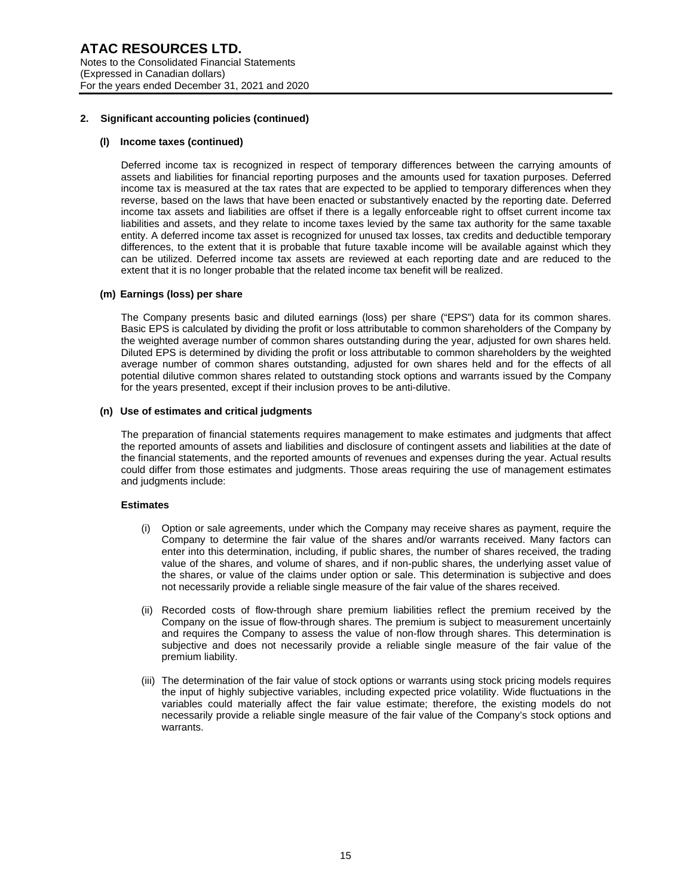## 2. Significant accounting policies (continued)

### (l) Income taxes (continued)

Deferred income tax is recognized in respect of temporary differences between the carrying amounts of assets and liabilities for financial reporting purposes and the amounts used for taxation purposes. Deferred income tax is measured at the tax rates that are expected to be applied to temporary differences when they reverse, based on the laws that have been enacted or substantively enacted by the reporting date. Deferred income tax assets and liabilities are offset if there is a legally enforceable right to offset current income tax liabilities and assets, and they relate to income taxes levied by the same tax authority for the same taxable entity. A deferred income tax asset is recognized for unused tax losses, tax credits and deductible temporary differences, to the extent that it is probable that future taxable income will be available against which they can be utilized. Deferred income tax assets are reviewed at each reporting date and are reduced to the extent that it is no longer probable that the related income tax benefit will be realized.

### (m) Earnings (loss) per share

The Company presents basic and diluted earnings (loss) per share ("EPS") data for its common shares. Basic EPS is calculated by dividing the profit or loss attributable to common shareholders of the Company by the weighted average number of common shares outstanding during the year, adjusted for own shares held. Diluted EPS is determined by dividing the profit or loss attributable to common shareholders by the weighted average number of common shares outstanding, adjusted for own shares held and for the effects of all potential dilutive common shares related to outstanding stock options and warrants issued by the Company for the years presented, except if their inclusion proves to be anti-dilutive.

### (n) Use of estimates and critical judgments

The preparation of financial statements requires management to make estimates and judgments that affect the reported amounts of assets and liabilities and disclosure of contingent assets and liabilities at the date of the financial statements, and the reported amounts of revenues and expenses during the year. Actual results could differ from those estimates and judgments. Those areas requiring the use of management estimates and judgments include:

**Estimates**

(i) Option or sale agreements, under which the Company may receive shares as payment, require the Company to determine the fair value of the shares and/or warrants received. Many factors can enter into this determination, including, if public shares, the number of shares received, the trading value of the shares, and volume of shares, and if non-public shares, the underlying asset value of the shares, or value of the claims under option or sale. This determination is subjective and does not necessarily provide a reliable single measure of the fair value of the shares received.

(ii) Recorded costs of flow-through share premium liabilities reflect the premium received by the Company on the issue of flow-through shares. The premium is subject to measurement uncertainly and requires the Company to assess the value of non-flow through shares. This determination is subjective and does not necessarily provide a reliable single measure of the fair value of the premium liability.

(iii) The determination of the fair value of stock options or warrants using stock pricing models requires the input of highly subjective variables, including expected price volatility. Wide fluctuations in the variables could materially affect the fair value estimate; therefore, the existing models do not necessarily provide a reliable single measure of the fair value of the Company's stock options and warrants.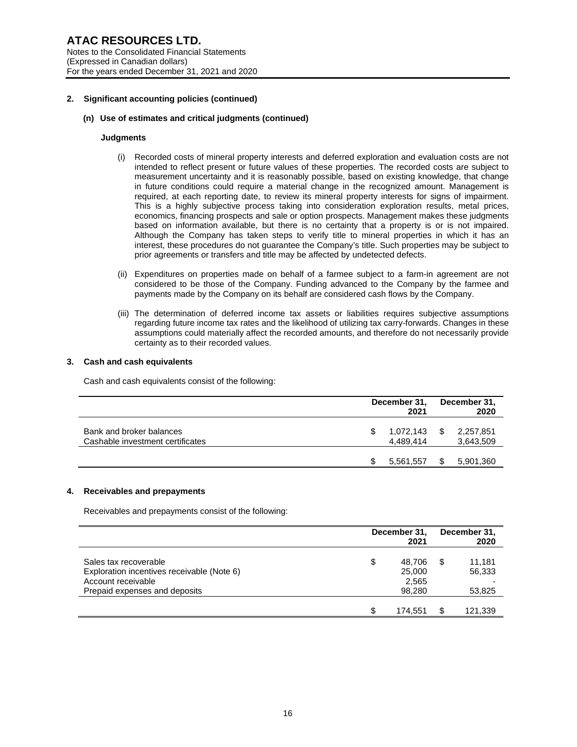## 2. Significant accounting policies (continued)

### (n) Use of estimates and critical judgments (continued)

**Judgments**

(i) Recorded costs of mineral property interests and deferred exploration and evaluation costs are not intended to reflect present or future values of these properties. The recorded costs are subject to measurement uncertainty and it is reasonably possible, based on existing knowledge, that change in future conditions could require a material change in the recognized amount. Management is required, at each reporting date, to review its mineral property interests for signs of impairment. This is a highly subjective process taking into consideration exploration results, metal prices, economics, financing prospects and sale or option prospects. Management makes these judgments based on information available, but there is no certainty that a property is or is not impaired. Although the Company has taken steps to verify title to mineral properties in which it has an interest, these procedures do not guarantee the Company's title. Such properties may be subject to prior agreements or transfers and title may be affected by undetected defects.

(ii) Expenditures on properties made on behalf of a farmee subject to a farm-in agreement are not considered to be those of the Company. Funding advanced to the Company by the farmee and payments made by the Company on its behalf are considered cash flows by the Company.

(iii) The determination of deferred income tax assets or liabilities requires subjective assumptions regarding future income tax rates and the likelihood of utilizing tax carry-forwards. Changes in these assumptions could materially affect the recorded amounts, and therefore do not necessarily provide certainty as to their recorded values.

## 3. Cash and cash equivalents

Cash and cash equivalents consist of the following:

| | December 31, 2021 | December 31, 2020 |
|---|---|---|
| Bank and broker balances | $ 1,072,143 | $ 2,257,851 |
| Cashable investment certificates | 4,489,414 | 3,643,509 |
| | $ 5,561,557 | $ 5,901,360 |

## 4. Receivables and prepayments

Receivables and prepayments consist of the following:

| | December 31, 2021 | December 31, 2020 |
|---|---|---|
| Sales tax recoverable | $ 48,706 | $ 11,181 |
| Exploration incentives receivable (Note 6) | 25,000 | 56,333 |
| Account receivable | 2,565 | - |
| Prepaid expenses and deposits | 98,280 | 53,825 |
| | $ 174,551 | $ 121,339 |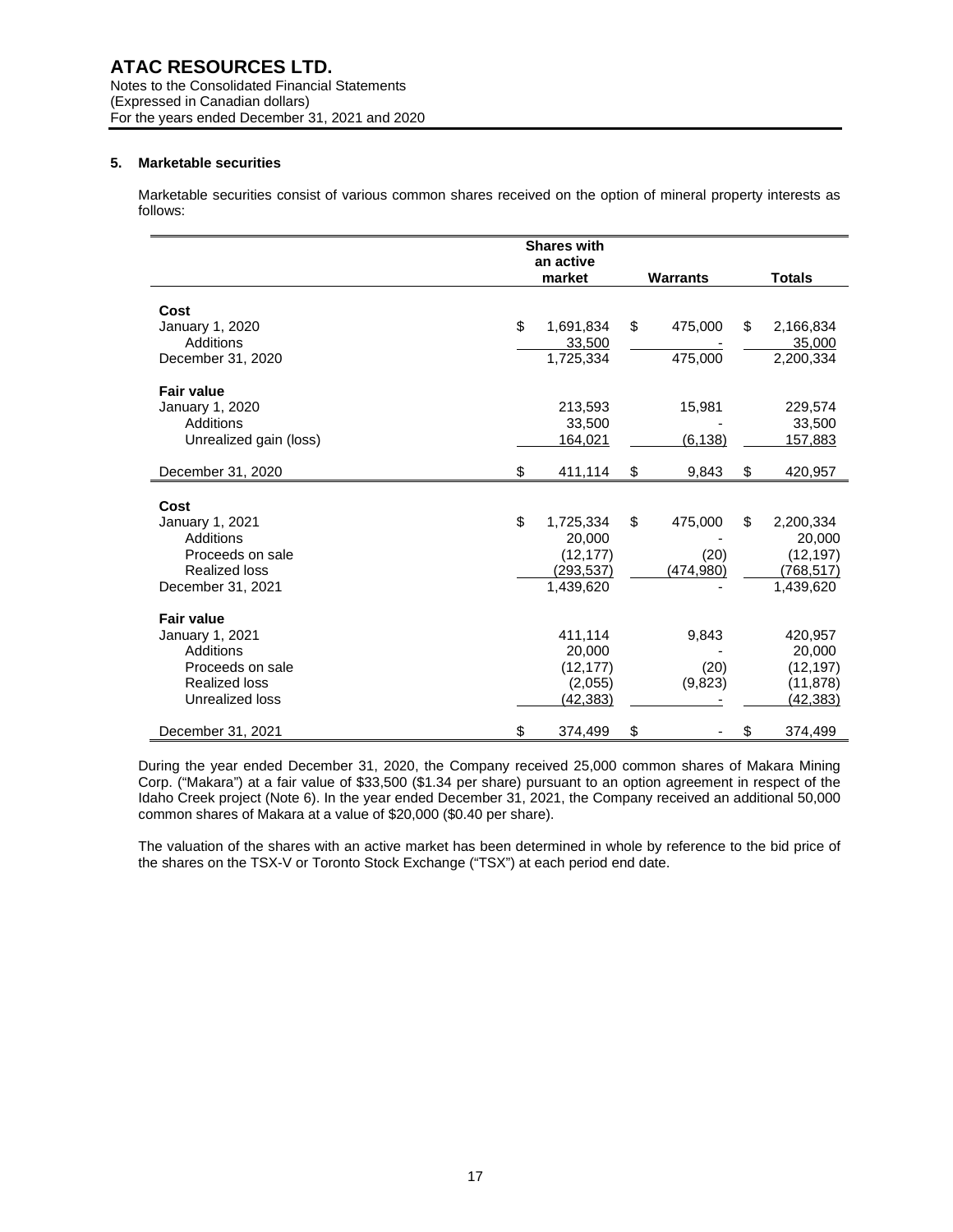## 5. Marketable securities

Marketable securities consist of various common shares received on the option of mineral property interests as follows:

| | Shares with an active market | Warrants | Totals |
|---|---|---|---|
| **Cost** | | | |
| January 1, 2020 | $ 1,691,834 | $ 475,000 | $ 2,166,834 |
| Additions | 33,500 | - | 35,000 |
| December 31, 2020 | 1,725,334 | 475,000 | 2,200,334 |
| **Fair value** | | | |
| January 1, 2020 | 213,593 | 15,981 | 229,574 |
| Additions | 33,500 | - | 33,500 |
| Unrealized gain (loss) | 164,021 | (6,138) | 157,883 |
| December 31, 2020 | $ 411,114 | $ 9,843 | $ 420,957 |
| **Cost** | | | |
| January 1, 2021 | $ 1,725,334 | $ 475,000 | $ 2,200,334 |
| Additions | 20,000 | - | 20,000 |
| Proceeds on sale | (12,177) | (20) | (12,197) |
| Realized loss | (293,537) | (474,980) | (768,517) |
| December 31, 2021 | 1,439,620 | - | 1,439,620 |
| **Fair value** | | | |
| January 1, 2021 | 411,114 | 9,843 | 420,957 |
| Additions | 20,000 | - | 20,000 |
| Proceeds on sale | (12,177) | (20) | (12,197) |
| Realized loss | (2,055) | (9,823) | (11,878) |
| Unrealized loss | (42,383) | - | (42,383) |
| December 31, 2021 | $ 374,499 | $ - | $ 374,499 |

During the year ended December 31, 2020, the Company received 25,000 common shares of Makara Mining Corp. ("Makara") at a fair value of $33,500 ($1.34 per share) pursuant to an option agreement in respect of the Idaho Creek project (Note 6). In the year ended December 31, 2021, the Company received an additional 50,000 common shares of Makara at a value of $20,000 ($0.40 per share).

The valuation of the shares with an active market has been determined in whole by reference to the bid price of the shares on the TSX-V or Toronto Stock Exchange ("TSX") at each period end date.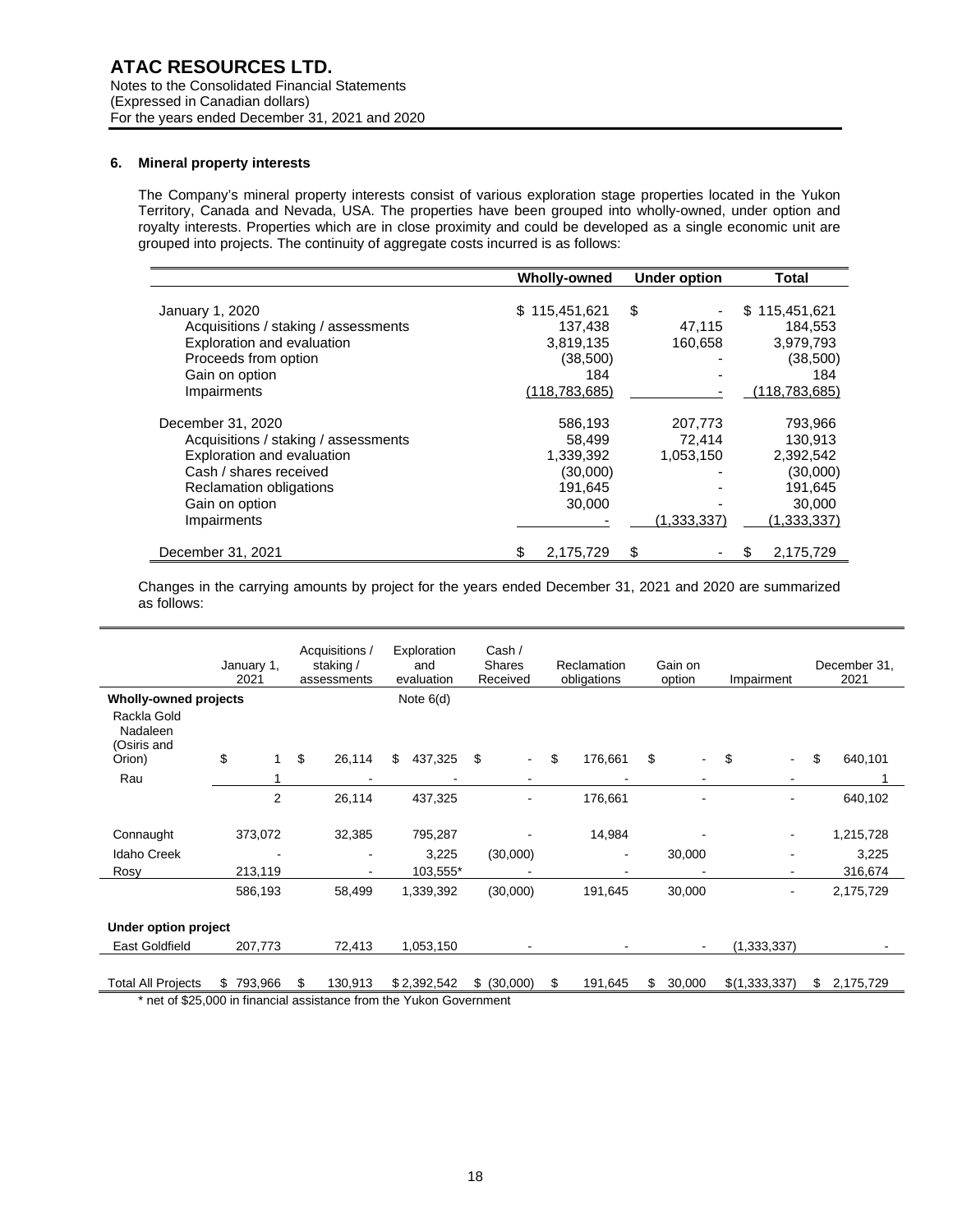## ATAC RESOURCES LTD.

Notes to the Consolidated Financial Statements
(Expressed in Canadian dollars)
For the years ended December 31, 2021 and 2020

### 6. Mineral property interests

The Company's mineral property interests consist of various exploration stage properties located in the Yukon Territory, Canada and Nevada, USA. The properties have been grouped into wholly-owned, under option and royalty interests. Properties which are in close proximity and could be developed as a single economic unit are grouped into projects. The continuity of aggregate costs incurred is as follows:

| | Wholly-owned | Under option | Total |
|---|---|---|---|
| January 1, 2020 | $ 115,451,621 | $ - | $ 115,451,621 |
| Acquisitions / staking / assessments | 137,438 | 47,115 | 184,553 |
| Exploration and evaluation | 3,819,135 | 160,658 | 3,979,793 |
| Proceeds from option | (38,500) | - | (38,500) |
| Gain on option | 184 | - | 184 |
| Impairments | (118,783,685) | - | (118,783,685) |
| December 31, 2020 | 586,193 | 207,773 | 793,966 |
| Acquisitions / staking / assessments | 58,499 | 72,414 | 130,913 |
| Exploration and evaluation | 1,339,392 | 1,053,150 | 2,392,542 |
| Cash / shares received | (30,000) | - | (30,000) |
| Reclamation obligations | 191,645 | - | 191,645 |
| Gain on option | 30,000 | - | 30,000 |
| Impairments | - | (1,333,337) | (1,333,337) |
| December 31, 2021 | $ 2,175,729 | $ - | $ 2,175,729 |

Changes in the carrying amounts by project for the years ended December 31, 2021 and 2020 are summarized as follows:

| | January 1, 2021 | Acquisitions / staking / assessments | Exploration and evaluation | Cash / Shares Received | Reclamation obligations | Gain on option | Impairment | December 31, 2021 |
|---|---|---|---|---|---|---|---|---|
| **Wholly-owned projects** | | | Note 6(d) | | | | | |
| Rackla Gold Nadaleen (Osiris and Orion) | $ 1 | $ 26,114 | $ 437,325 | $ - | $ 176,661 | $ - | $ - | $ 640,101 |
| Rau | 1 | - | - | - | - | - | - | 1 |
| | 2 | 26,114 | 437,325 | - | 176,661 | - | - | 640,102 |
| Connaught | 373,072 | 32,385 | 795,287 | - | 14,984 | - | - | 1,215,728 |
| Idaho Creek | - | - | 3,225 | (30,000) | - | 30,000 | - | 3,225 |
| Rosy | 213,119 | - | 103,555* | - | - | - | - | 316,674 |
| | 586,193 | 58,499 | 1,339,392 | (30,000) | 191,645 | 30,000 | - | 2,175,729 |
| **Under option project** | | | | | | | | |
| East Goldfield | 207,773 | 72,413 | 1,053,150 | - | - | - | (1,333,337) | - |
| Total All Projects | $ 793,966 | $ 130,913 | $ 2,392,542 | $ (30,000) | $ 191,645 | $ 30,000 | $(1,333,337) | $ 2,175,729 |

\* net of $25,000 in financial assistance from the Yukon Government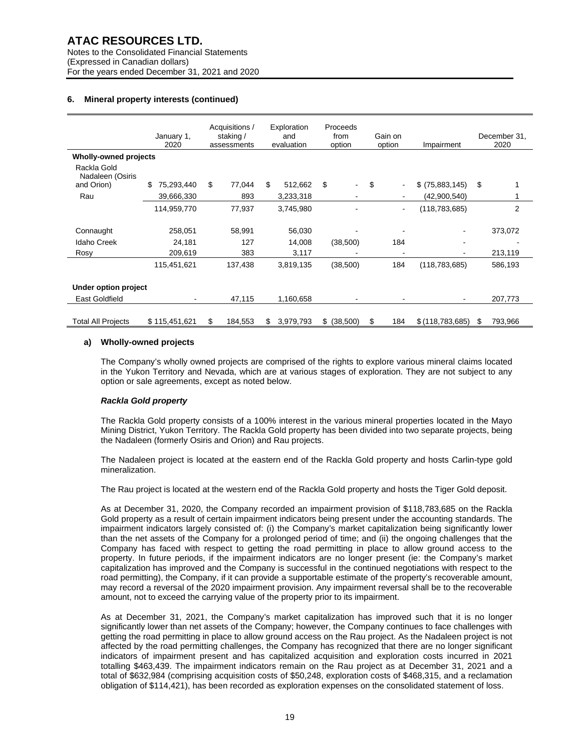## 6. Mineral property interests (continued)

| | January 1, 2020 | Acquisitions / staking / assessments | Exploration and evaluation | Proceeds from option | Gain on option | Impairment | December 31, 2020 |
|---|---|---|---|---|---|---|---|
| **Wholly-owned projects** | | | | | | | |
| Rackla Gold Nadaleen (Osiris and Orion) | $ 75,293,440 | $ 77,044 | $ 512,662 | $ - | $ - | $ (75,883,145) | $ 1 |
| Rau | 39,666,330 | 893 | 3,233,318 | - | - | (42,900,540) | 1 |
| | 114,959,770 | 77,937 | 3,745,980 | - | - | (118,783,685) | 2 |
| Connaught | 258,051 | 58,991 | 56,030 | - | - | - | 373,072 |
| Idaho Creek | 24,181 | 127 | 14,008 | (38,500) | 184 | - | - |
| Rosy | 209,619 | 383 | 3,117 | - | - | - | 213,119 |
| | 115,451,621 | 137,438 | 3,819,135 | (38,500) | 184 | (118,783,685) | 586,193 |
| **Under option project** | | | | | | | |
| East Goldfield | - | 47,115 | 1,160,658 | - | - | - | 207,773 |
| Total All Projects | $ 115,451,621 | $ 184,553 | $ 3,979,793 | $ (38,500) | $ 184 | $ (118,783,685) | $ 793,966 |

### a) Wholly-owned projects

The Company's wholly owned projects are comprised of the rights to explore various mineral claims located in the Yukon Territory and Nevada, which are at various stages of exploration. They are not subject to any option or sale agreements, except as noted below.

***Rackla Gold property***

The Rackla Gold property consists of a 100% interest in the various mineral properties located in the Mayo Mining District, Yukon Territory. The Rackla Gold property has been divided into two separate projects, being the Nadaleen (formerly Osiris and Orion) and Rau projects.

The Nadaleen project is located at the eastern end of the Rackla Gold property and hosts Carlin-type gold mineralization.

The Rau project is located at the western end of the Rackla Gold property and hosts the Tiger Gold deposit.

As at December 31, 2020, the Company recorded an impairment provision of $118,783,685 on the Rackla Gold property as a result of certain impairment indicators being present under the accounting standards. The impairment indicators largely consisted of: (i) the Company's market capitalization being significantly lower than the net assets of the Company for a prolonged period of time; and (ii) the ongoing challenges that the Company has faced with respect to getting the road permitting in place to allow ground access to the property. In future periods, if the impairment indicators are no longer present (ie: the Company's market capitalization has improved and the Company is successful in the continued negotiations with respect to the road permitting), the Company, if it can provide a supportable estimate of the property's recoverable amount, may record a reversal of the 2020 impairment provision. Any impairment reversal shall be to the recoverable amount, not to exceed the carrying value of the property prior to its impairment.

As at December 31, 2021, the Company's market capitalization has improved such that it is no longer significantly lower than net assets of the Company; however, the Company continues to face challenges with getting the road permitting in place to allow ground access on the Rau project. As the Nadaleen project is not affected by the road permitting challenges, the Company has recognized that there are no longer significant indicators of impairment present and has capitalized acquisition and exploration costs incurred in 2021 totalling $463,439. The impairment indicators remain on the Rau project as at December 31, 2021 and a total of $632,984 (comprising acquisition costs of $50,248, exploration costs of $468,315, and a reclamation obligation of $114,421), has been recorded as exploration expenses on the consolidated statement of loss.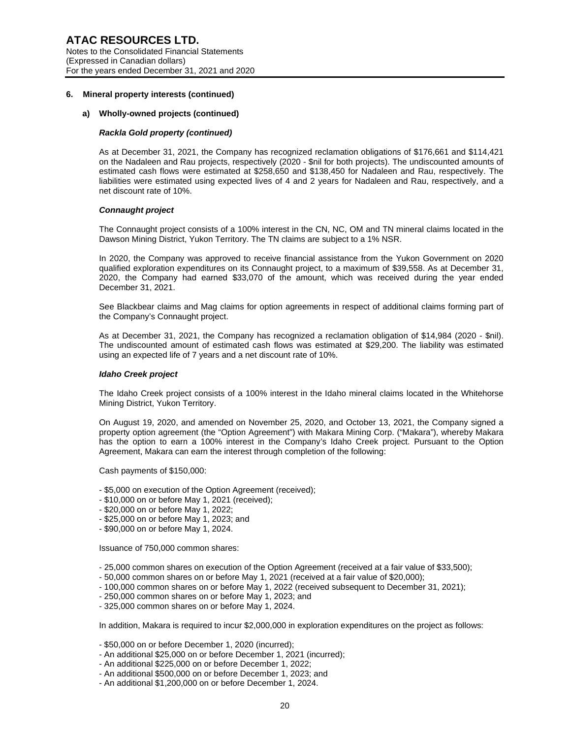## 6. Mineral property interests (continued)

### a) Wholly-owned projects (continued)

***Rackla Gold property (continued)***

As at December 31, 2021, the Company has recognized reclamation obligations of $176,661 and $114,421 on the Nadaleen and Rau projects, respectively (2020 - $nil for both projects). The undiscounted amounts of estimated cash flows were estimated at $258,650 and $138,450 for Nadaleen and Rau, respectively. The liabilities were estimated using expected lives of 4 and 2 years for Nadaleen and Rau, respectively, and a net discount rate of 10%.

***Connaught project***

The Connaught project consists of a 100% interest in the CN, NC, OM and TN mineral claims located in the Dawson Mining District, Yukon Territory. The TN claims are subject to a 1% NSR.

In 2020, the Company was approved to receive financial assistance from the Yukon Government on 2020 qualified exploration expenditures on its Connaught project, to a maximum of $39,558. As at December 31, 2020, the Company had earned $33,070 of the amount, which was received during the year ended December 31, 2021.

See Blackbear claims and Mag claims for option agreements in respect of additional claims forming part of the Company's Connaught project.

As at December 31, 2021, the Company has recognized a reclamation obligation of $14,984 (2020 - $nil). The undiscounted amount of estimated cash flows was estimated at $29,200. The liability was estimated using an expected life of 7 years and a net discount rate of 10%.

***Idaho Creek project***

The Idaho Creek project consists of a 100% interest in the Idaho mineral claims located in the Whitehorse Mining District, Yukon Territory.

On August 19, 2020, and amended on November 25, 2020, and October 13, 2021, the Company signed a property option agreement (the "Option Agreement") with Makara Mining Corp. ("Makara"), whereby Makara has the option to earn a 100% interest in the Company's Idaho Creek project. Pursuant to the Option Agreement, Makara can earn the interest through completion of the following:

Cash payments of $150,000:

- $5,000 on execution of the Option Agreement (received);
- $10,000 on or before May 1, 2021 (received);
- $20,000 on or before May 1, 2022;
- $25,000 on or before May 1, 2023; and
- $90,000 on or before May 1, 2024.

Issuance of 750,000 common shares:

- 25,000 common shares on execution of the Option Agreement (received at a fair value of $33,500);
- 50,000 common shares on or before May 1, 2021 (received at a fair value of $20,000);
- 100,000 common shares on or before May 1, 2022 (received subsequent to December 31, 2021);
- 250,000 common shares on or before May 1, 2023; and
- 325,000 common shares on or before May 1, 2024.

In addition, Makara is required to incur $2,000,000 in exploration expenditures on the project as follows:

- $50,000 on or before December 1, 2020 (incurred);
- An additional $25,000 on or before December 1, 2021 (incurred);
- An additional $225,000 on or before December 1, 2022;
- An additional $500,000 on or before December 1, 2023; and
- An additional $1,200,000 on or before December 1, 2024.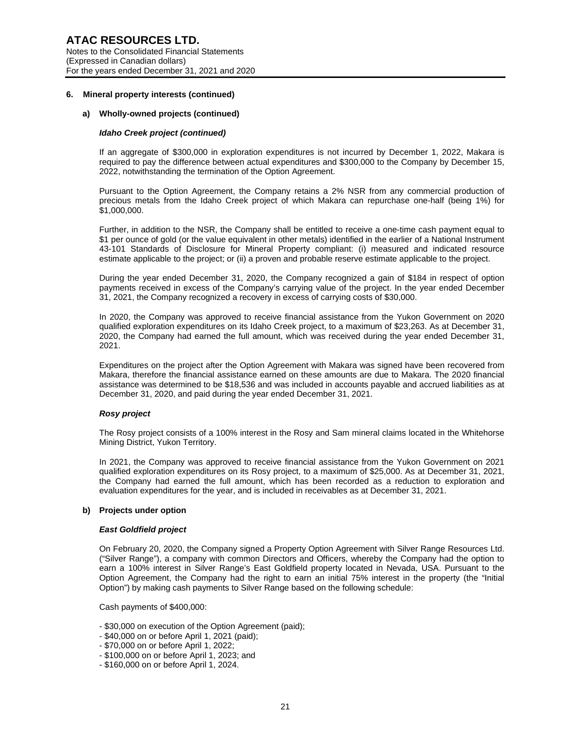## 6. Mineral property interests (continued)

### a) Wholly-owned projects (continued)

#### *Idaho Creek project (continued)*

If an aggregate of $300,000 in exploration expenditures is not incurred by December 1, 2022, Makara is required to pay the difference between actual expenditures and $300,000 to the Company by December 15, 2022, notwithstanding the termination of the Option Agreement.

Pursuant to the Option Agreement, the Company retains a 2% NSR from any commercial production of precious metals from the Idaho Creek project of which Makara can repurchase one-half (being 1%) for $1,000,000.

Further, in addition to the NSR, the Company shall be entitled to receive a one-time cash payment equal to $1 per ounce of gold (or the value equivalent in other metals) identified in the earlier of a National Instrument 43-101 Standards of Disclosure for Mineral Property compliant: (i) measured and indicated resource estimate applicable to the project; or (ii) a proven and probable reserve estimate applicable to the project.

During the year ended December 31, 2020, the Company recognized a gain of $184 in respect of option payments received in excess of the Company's carrying value of the project. In the year ended December 31, 2021, the Company recognized a recovery in excess of carrying costs of $30,000.

In 2020, the Company was approved to receive financial assistance from the Yukon Government on 2020 qualified exploration expenditures on its Idaho Creek project, to a maximum of $23,263. As at December 31, 2020, the Company had earned the full amount, which was received during the year ended December 31, 2021.

Expenditures on the project after the Option Agreement with Makara was signed have been recovered from Makara, therefore the financial assistance earned on these amounts are due to Makara. The 2020 financial assistance was determined to be $18,536 and was included in accounts payable and accrued liabilities as at December 31, 2020, and paid during the year ended December 31, 2021.

#### *Rosy project*

The Rosy project consists of a 100% interest in the Rosy and Sam mineral claims located in the Whitehorse Mining District, Yukon Territory.

In 2021, the Company was approved to receive financial assistance from the Yukon Government on 2021 qualified exploration expenditures on its Rosy project, to a maximum of $25,000. As at December 31, 2021, the Company had earned the full amount, which has been recorded as a reduction to exploration and evaluation expenditures for the year, and is included in receivables as at December 31, 2021.

### b) Projects under option

#### *East Goldfield project*

On February 20, 2020, the Company signed a Property Option Agreement with Silver Range Resources Ltd. ("Silver Range"), a company with common Directors and Officers, whereby the Company had the option to earn a 100% interest in Silver Range's East Goldfield property located in Nevada, USA. Pursuant to the Option Agreement, the Company had the right to earn an initial 75% interest in the property (the "Initial Option") by making cash payments to Silver Range based on the following schedule:

Cash payments of $400,000:

- $30,000 on execution of the Option Agreement (paid);
- $40,000 on or before April 1, 2021 (paid);
- $70,000 on or before April 1, 2022;
- $100,000 on or before April 1, 2023; and
- $160,000 on or before April 1, 2024.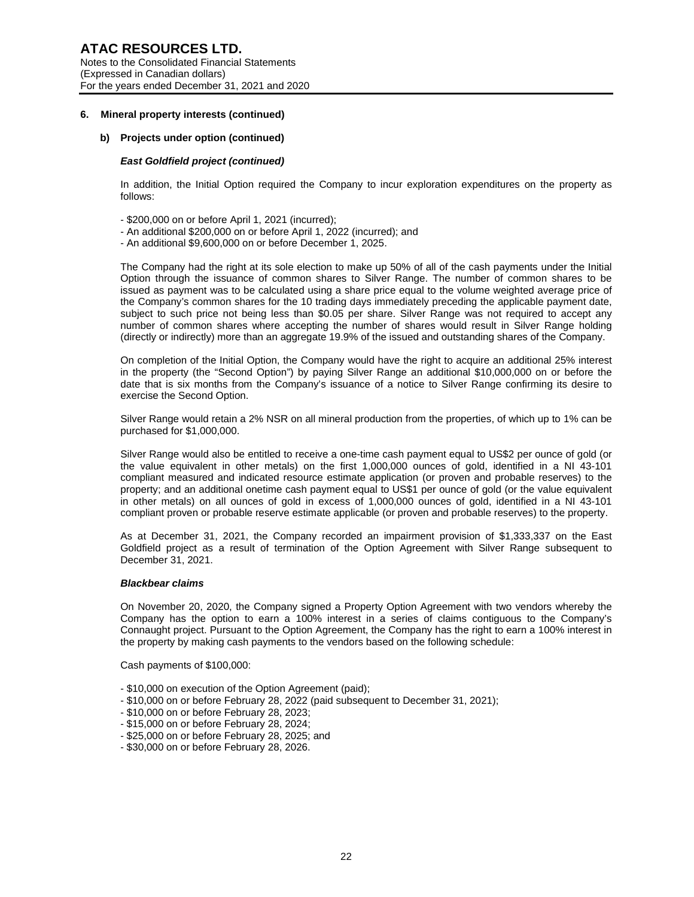## 6. Mineral property interests (continued)

### b) Projects under option (continued)

***East Goldfield project (continued)***

In addition, the Initial Option required the Company to incur exploration expenditures on the property as follows:

- $200,000 on or before April 1, 2021 (incurred);
- An additional $200,000 on or before April 1, 2022 (incurred); and
- An additional $9,600,000 on or before December 1, 2025.

The Company had the right at its sole election to make up 50% of all of the cash payments under the Initial Option through the issuance of common shares to Silver Range. The number of common shares to be issued as payment was to be calculated using a share price equal to the volume weighted average price of the Company's common shares for the 10 trading days immediately preceding the applicable payment date, subject to such price not being less than $0.05 per share. Silver Range was not required to accept any number of common shares where accepting the number of shares would result in Silver Range holding (directly or indirectly) more than an aggregate 19.9% of the issued and outstanding shares of the Company.

On completion of the Initial Option, the Company would have the right to acquire an additional 25% interest in the property (the "Second Option") by paying Silver Range an additional $10,000,000 on or before the date that is six months from the Company's issuance of a notice to Silver Range confirming its desire to exercise the Second Option.

Silver Range would retain a 2% NSR on all mineral production from the properties, of which up to 1% can be purchased for $1,000,000.

Silver Range would also be entitled to receive a one-time cash payment equal to US$2 per ounce of gold (or the value equivalent in other metals) on the first 1,000,000 ounces of gold, identified in a NI 43-101 compliant measured and indicated resource estimate application (or proven and probable reserves) to the property; and an additional onetime cash payment equal to US$1 per ounce of gold (or the value equivalent in other metals) on all ounces of gold in excess of 1,000,000 ounces of gold, identified in a NI 43-101 compliant proven or probable reserve estimate applicable (or proven and probable reserves) to the property.

As at December 31, 2021, the Company recorded an impairment provision of $1,333,337 on the East Goldfield project as a result of termination of the Option Agreement with Silver Range subsequent to December 31, 2021.

***Blackbear claims***

On November 20, 2020, the Company signed a Property Option Agreement with two vendors whereby the Company has the option to earn a 100% interest in a series of claims contiguous to the Company's Connaught project. Pursuant to the Option Agreement, the Company has the right to earn a 100% interest in the property by making cash payments to the vendors based on the following schedule:

Cash payments of $100,000:

- $10,000 on execution of the Option Agreement (paid);
- $10,000 on or before February 28, 2022 (paid subsequent to December 31, 2021);
- $10,000 on or before February 28, 2023;
- $15,000 on or before February 28, 2024;
- $25,000 on or before February 28, 2025; and
- $30,000 on or before February 28, 2026.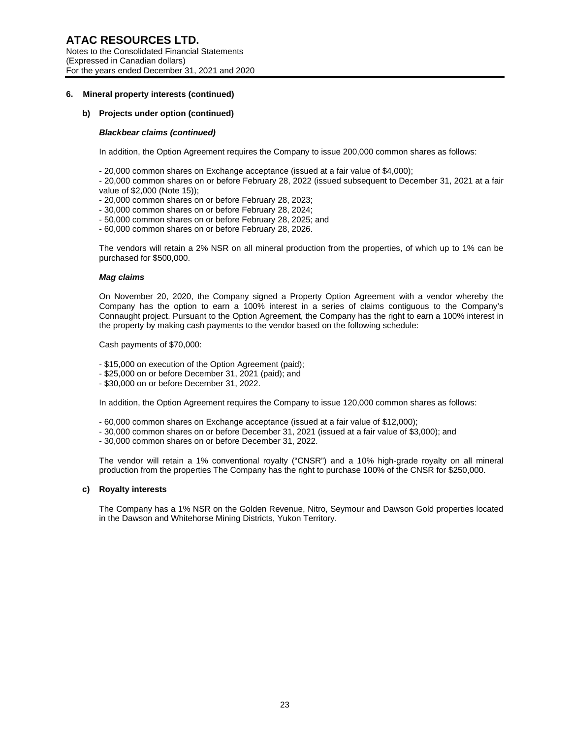## 6. Mineral property interests (continued)

### b) Projects under option (continued)

***Blackbear claims (continued)***

In addition, the Option Agreement requires the Company to issue 200,000 common shares as follows:

- 20,000 common shares on Exchange acceptance (issued at a fair value of $4,000);
- 20,000 common shares on or before February 28, 2022 (issued subsequent to December 31, 2021 at a fair value of $2,000 (Note 15));
- 20,000 common shares on or before February 28, 2023;
- 30,000 common shares on or before February 28, 2024;
- 50,000 common shares on or before February 28, 2025; and
- 60,000 common shares on or before February 28, 2026.

The vendors will retain a 2% NSR on all mineral production from the properties, of which up to 1% can be purchased for $500,000.

***Mag claims***

On November 20, 2020, the Company signed a Property Option Agreement with a vendor whereby the Company has the option to earn a 100% interest in a series of claims contiguous to the Company's Connaught project. Pursuant to the Option Agreement, the Company has the right to earn a 100% interest in the property by making cash payments to the vendor based on the following schedule:

Cash payments of $70,000:

- $15,000 on execution of the Option Agreement (paid);
- $25,000 on or before December 31, 2021 (paid); and
- $30,000 on or before December 31, 2022.

In addition, the Option Agreement requires the Company to issue 120,000 common shares as follows:

- 60,000 common shares on Exchange acceptance (issued at a fair value of $12,000);
- 30,000 common shares on or before December 31, 2021 (issued at a fair value of $3,000); and
- 30,000 common shares on or before December 31, 2022.

The vendor will retain a 1% conventional royalty ("CNSR") and a 10% high-grade royalty on all mineral production from the properties The Company has the right to purchase 100% of the CNSR for $250,000.

### c) Royalty interests

The Company has a 1% NSR on the Golden Revenue, Nitro, Seymour and Dawson Gold properties located in the Dawson and Whitehorse Mining Districts, Yukon Territory.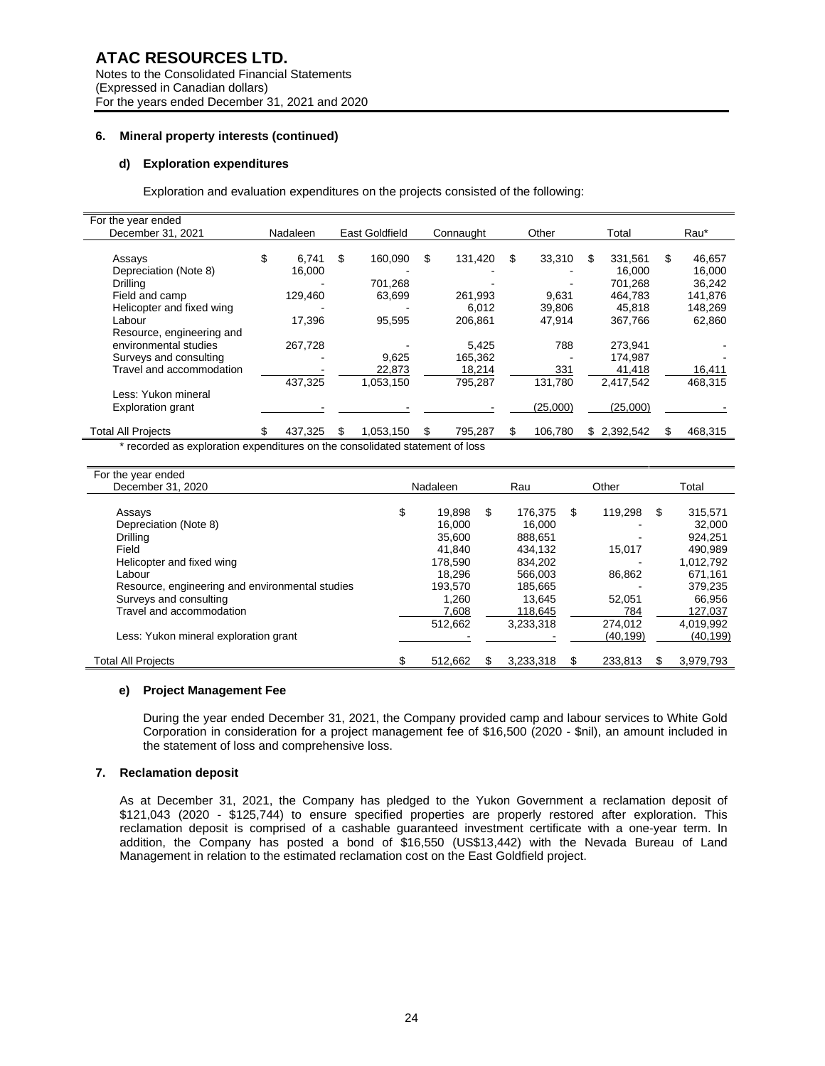## 6. Mineral property interests (continued)

### d) Exploration expenditures

Exploration and evaluation expenditures on the projects consisted of the following:

| For the year ended December 31, 2021 | Nadaleen | East Goldfield | Connaught | Other | Total | Rau* |
|---|---|---|---|---|---|---|
| Assays | $ 6,741 | $ 160,090 | $ 131,420 | $ 33,310 | $ 331,561 | $ 46,657 |
| Depreciation (Note 8) | 16,000 | - | - | - | 16,000 | 16,000 |
| Drilling | - | 701,268 | - | - | 701,268 | 36,242 |
| Field and camp | 129,460 | 63,699 | 261,993 | 9,631 | 464,783 | 141,876 |
| Helicopter and fixed wing | - | - | 6,012 | 39,806 | 45,818 | 148,269 |
| Labour | 17,396 | 95,595 | 206,861 | 47,914 | 367,766 | 62,860 |
| Resource, engineering and environmental studies | 267,728 | - | 5,425 | 788 | 273,941 | - |
| Surveys and consulting | - | 9,625 | 165,362 | - | 174,987 | - |
| Travel and accommodation | - | 22,873 | 18,214 | 331 | 41,418 | 16,411 |
| | 437,325 | 1,053,150 | 795,287 | 131,780 | 2,417,542 | 468,315 |
| Less: Yukon mineral Exploration grant | - | - | - | (25,000) | (25,000) | - |
| Total All Projects | $ 437,325 | $ 1,053,150 | $ 795,287 | $ 106,780 | $ 2,392,542 | $ 468,315 |

\* recorded as exploration expenditures on the consolidated statement of loss

| For the year ended December 31, 2020 | Nadaleen | Rau | Other | Total |
|---|---|---|---|---|
| Assays | $ 19,898 | $ 176,375 | $ 119,298 | $ 315,571 |
| Depreciation (Note 8) | 16,000 | 16,000 | - | 32,000 |
| Drilling | 35,600 | 888,651 | - | 924,251 |
| Field | 41,840 | 434,132 | 15,017 | 490,989 |
| Helicopter and fixed wing | 178,590 | 834,202 | - | 1,012,792 |
| Labour | 18,296 | 566,003 | 86,862 | 671,161 |
| Resource, engineering and environmental studies | 193,570 | 185,665 | - | 379,235 |
| Surveys and consulting | 1,260 | 13,645 | 52,051 | 66,956 |
| Travel and accommodation | 7,608 | 118,645 | 784 | 127,037 |
| | 512,662 | 3,233,318 | 274,012 | 4,019,992 |
| Less: Yukon mineral exploration grant | - | - | (40,199) | (40,199) |
| Total All Projects | $ 512,662 | $ 3,233,318 | $ 233,813 | $ 3,979,793 |

### e) Project Management Fee

During the year ended December 31, 2021, the Company provided camp and labour services to White Gold Corporation in consideration for a project management fee of $16,500 (2020 - $nil), an amount included in the statement of loss and comprehensive loss.

## 7. Reclamation deposit

As at December 31, 2021, the Company has pledged to the Yukon Government a reclamation deposit of $121,043 (2020 - $125,744) to ensure specified properties are properly restored after exploration. This reclamation deposit is comprised of a cashable guaranteed investment certificate with a one-year term. In addition, the Company has posted a bond of $16,550 (US$13,442) with the Nevada Bureau of Land Management in relation to the estimated reclamation cost on the East Goldfield project.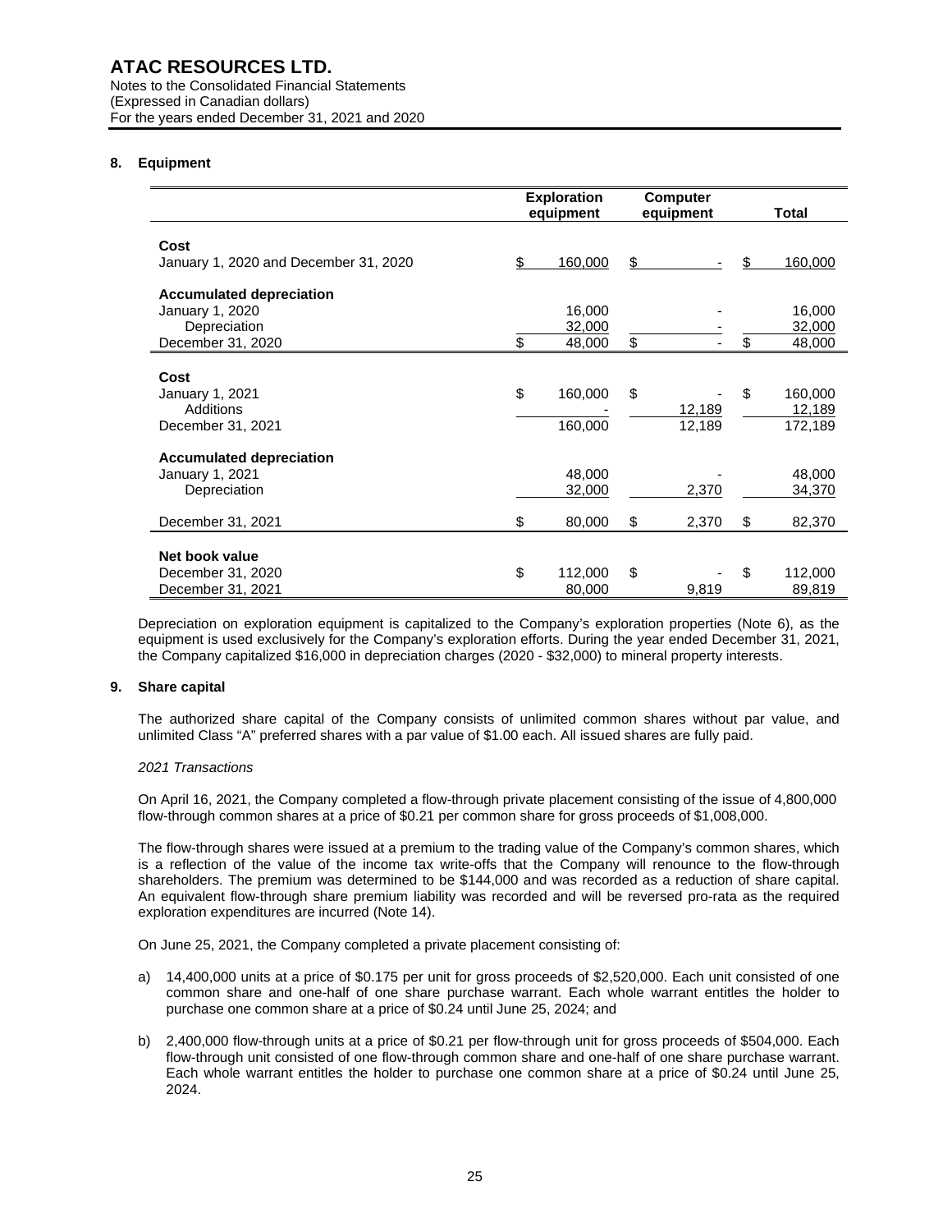# ATAC RESOURCES LTD.

Notes to the Consolidated Financial Statements
(Expressed in Canadian dollars)
For the years ended December 31, 2021 and 2020

## 8. Equipment

| | Exploration equipment | Computer equipment | Total |
|---|---|---|---|
| **Cost** | | | |
| January 1, 2020 and December 31, 2020 | $ 160,000 | $ - | $ 160,000 |
| **Accumulated depreciation** | | | |
| January 1, 2020 | 16,000 | - | 16,000 |
| Depreciation | 32,000 | - | 32,000 |
| December 31, 2020 | $ 48,000 | $ - | $ 48,000 |
| **Cost** | | | |
| January 1, 2021 | $ 160,000 | $ - | $ 160,000 |
| Additions | - | 12,189 | 12,189 |
| December 31, 2021 | 160,000 | 12,189 | 172,189 |
| **Accumulated depreciation** | | | |
| January 1, 2021 | 48,000 | - | 48,000 |
| Depreciation | 32,000 | 2,370 | 34,370 |
| December 31, 2021 | $ 80,000 | $ 2,370 | $ 82,370 |
| **Net book value** | | | |
| December 31, 2020 | $ 112,000 | $ - | $ 112,000 |
| December 31, 2021 | 80,000 | 9,819 | 89,819 |

Depreciation on exploration equipment is capitalized to the Company's exploration properties (Note 6), as the equipment is used exclusively for the Company's exploration efforts. During the year ended December 31, 2021, the Company capitalized $16,000 in depreciation charges (2020 - $32,000) to mineral property interests.

## 9. Share capital

The authorized share capital of the Company consists of unlimited common shares without par value, and unlimited Class "A" preferred shares with a par value of $1.00 each. All issued shares are fully paid.

*2021 Transactions*

On April 16, 2021, the Company completed a flow-through private placement consisting of the issue of 4,800,000 flow-through common shares at a price of $0.21 per common share for gross proceeds of $1,008,000.

The flow-through shares were issued at a premium to the trading value of the Company's common shares, which is a reflection of the value of the income tax write-offs that the Company will renounce to the flow-through shareholders. The premium was determined to be $144,000 and was recorded as a reduction of share capital. An equivalent flow-through share premium liability was recorded and will be reversed pro-rata as the required exploration expenditures are incurred (Note 14).

On June 25, 2021, the Company completed a private placement consisting of:

a) 14,400,000 units at a price of $0.175 per unit for gross proceeds of $2,520,000. Each unit consisted of one common share and one-half of one share purchase warrant. Each whole warrant entitles the holder to purchase one common share at a price of $0.24 until June 25, 2024; and

b) 2,400,000 flow-through units at a price of $0.21 per flow-through unit for gross proceeds of $504,000. Each flow-through unit consisted of one flow-through common share and one-half of one share purchase warrant. Each whole warrant entitles the holder to purchase one common share at a price of $0.24 until June 25, 2024.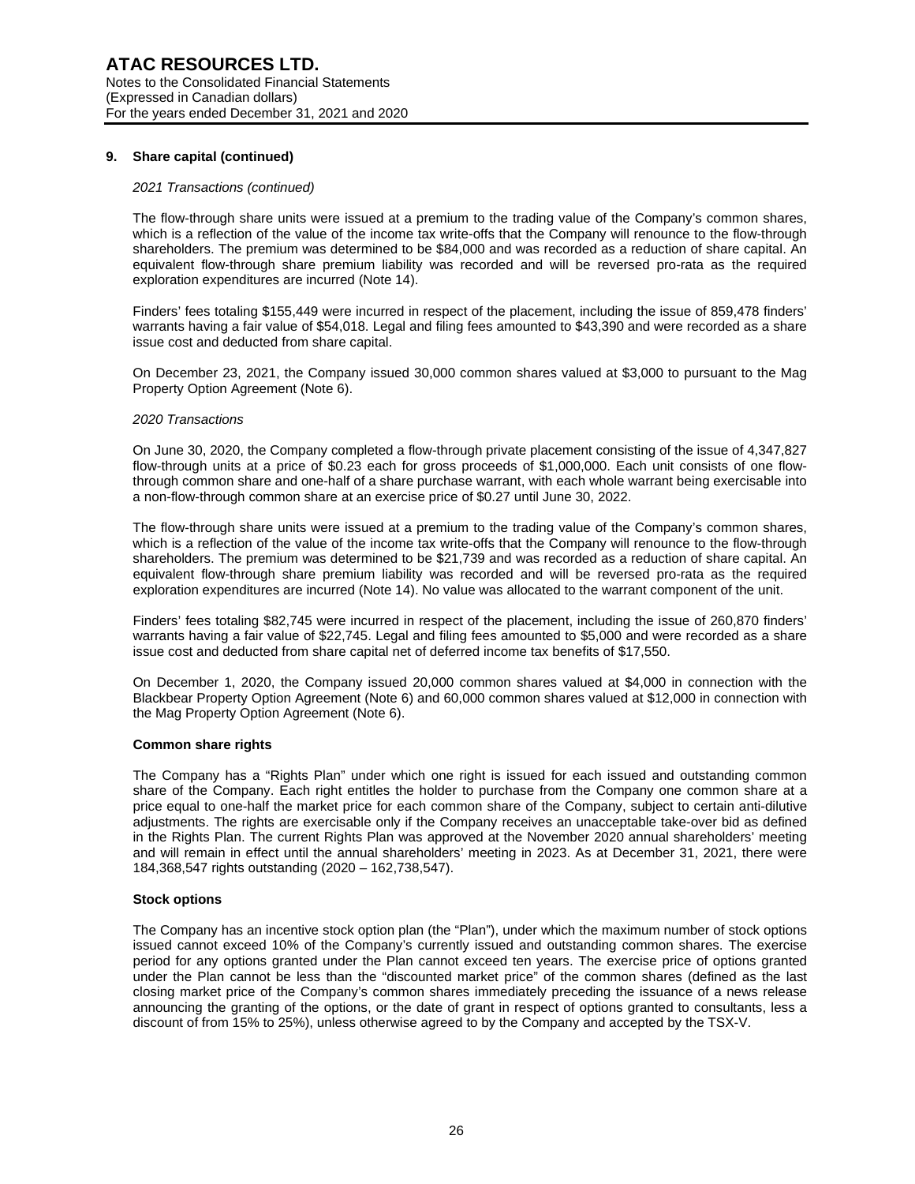## 9. Share capital (continued)

*2021 Transactions (continued)*

The flow-through share units were issued at a premium to the trading value of the Company's common shares, which is a reflection of the value of the income tax write-offs that the Company will renounce to the flow-through shareholders. The premium was determined to be $84,000 and was recorded as a reduction of share capital. An equivalent flow-through share premium liability was recorded and will be reversed pro-rata as the required exploration expenditures are incurred (Note 14).

Finders' fees totaling $155,449 were incurred in respect of the placement, including the issue of 859,478 finders' warrants having a fair value of $54,018. Legal and filing fees amounted to $43,390 and were recorded as a share issue cost and deducted from share capital.

On December 23, 2021, the Company issued 30,000 common shares valued at $3,000 to pursuant to the Mag Property Option Agreement (Note 6).

*2020 Transactions*

On June 30, 2020, the Company completed a flow-through private placement consisting of the issue of 4,347,827 flow-through units at a price of $0.23 each for gross proceeds of $1,000,000. Each unit consists of one flow-through common share and one-half of a share purchase warrant, with each whole warrant being exercisable into a non-flow-through common share at an exercise price of $0.27 until June 30, 2022.

The flow-through share units were issued at a premium to the trading value of the Company's common shares, which is a reflection of the value of the income tax write-offs that the Company will renounce to the flow-through shareholders. The premium was determined to be $21,739 and was recorded as a reduction of share capital. An equivalent flow-through share premium liability was recorded and will be reversed pro-rata as the required exploration expenditures are incurred (Note 14). No value was allocated to the warrant component of the unit.

Finders' fees totaling $82,745 were incurred in respect of the placement, including the issue of 260,870 finders' warrants having a fair value of $22,745. Legal and filing fees amounted to $5,000 and were recorded as a share issue cost and deducted from share capital net of deferred income tax benefits of $17,550.

On December 1, 2020, the Company issued 20,000 common shares valued at $4,000 in connection with the Blackbear Property Option Agreement (Note 6) and 60,000 common shares valued at $12,000 in connection with the Mag Property Option Agreement (Note 6).

### Common share rights

The Company has a "Rights Plan" under which one right is issued for each issued and outstanding common share of the Company. Each right entitles the holder to purchase from the Company one common share at a price equal to one-half the market price for each common share of the Company, subject to certain anti-dilutive adjustments. The rights are exercisable only if the Company receives an unacceptable take-over bid as defined in the Rights Plan. The current Rights Plan was approved at the November 2020 annual shareholders' meeting and will remain in effect until the annual shareholders' meeting in 2023. As at December 31, 2021, there were 184,368,547 rights outstanding (2020 – 162,738,547).

### Stock options

The Company has an incentive stock option plan (the "Plan"), under which the maximum number of stock options issued cannot exceed 10% of the Company's currently issued and outstanding common shares. The exercise period for any options granted under the Plan cannot exceed ten years. The exercise price of options granted under the Plan cannot be less than the "discounted market price" of the common shares (defined as the last closing market price of the Company's common shares immediately preceding the issuance of a news release announcing the granting of the options, or the date of grant in respect of options granted to consultants, less a discount of from 15% to 25%), unless otherwise agreed to by the Company and accepted by the TSX-V.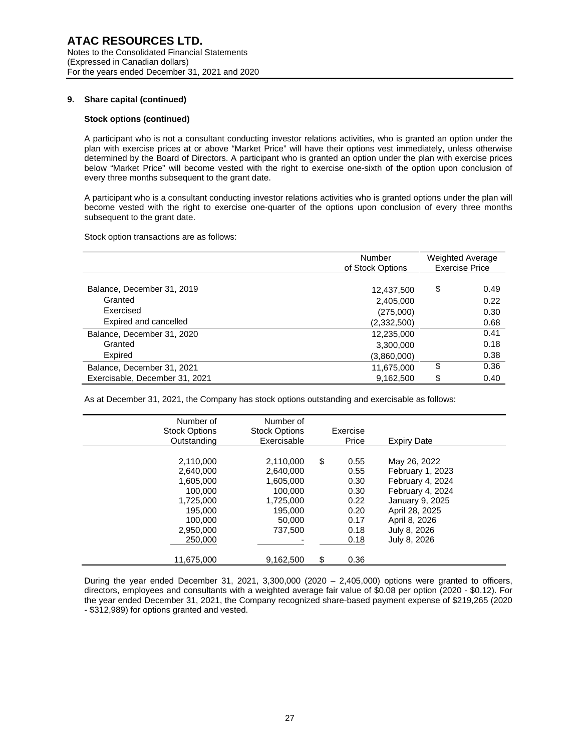**ATAC RESOURCES LTD.**
Notes to the Consolidated Financial Statements
(Expressed in Canadian dollars)
For the years ended December 31, 2021 and 2020

**9. Share capital (continued)**

**Stock options (continued)**

A participant who is not a consultant conducting investor relations activities, who is granted an option under the plan with exercise prices at or above "Market Price" will have their options vest immediately, unless otherwise determined by the Board of Directors. A participant who is granted an option under the plan with exercise prices below "Market Price" will become vested with the right to exercise one-sixth of the option upon conclusion of every three months subsequent to the grant date.

A participant who is a consultant conducting investor relations activities who is granted options under the plan will become vested with the right to exercise one-quarter of the options upon conclusion of every three months subsequent to the grant date.

Stock option transactions are as follows:

| | Number of Stock Options | Weighted Average Exercise Price |
|---|---|---|
| Balance, December 31, 2019 | 12,437,500 | $ 0.49 |
| Granted | 2,405,000 | 0.22 |
| Exercised | (275,000) | 0.30 |
| Expired and cancelled | (2,332,500) | 0.68 |
| Balance, December 31, 2020 | 12,235,000 | 0.41 |
| Granted | 3,300,000 | 0.18 |
| Expired | (3,860,000) | 0.38 |
| Balance, December 31, 2021 | 11,675,000 | $ 0.36 |
| Exercisable, December 31, 2021 | 9,162,500 | $ 0.40 |

As at December 31, 2021, the Company has stock options outstanding and exercisable as follows:

| Number of Stock Options Outstanding | Number of Stock Options Exercisable | Exercise Price | Expiry Date |
|---|---|---|---|
| 2,110,000 | 2,110,000 | $ 0.55 | May 26, 2022 |
| 2,640,000 | 2,640,000 | 0.55 | February 1, 2023 |
| 1,605,000 | 1,605,000 | 0.30 | February 4, 2024 |
| 100,000 | 100,000 | 0.30 | February 4, 2024 |
| 1,725,000 | 1,725,000 | 0.22 | January 9, 2025 |
| 195,000 | 195,000 | 0.20 | April 28, 2025 |
| 100,000 | 50,000 | 0.17 | April 8, 2026 |
| 2,950,000 | 737,500 | 0.18 | July 8, 2026 |
| 250,000 | - | 0.18 | July 8, 2026 |
| 11,675,000 | 9,162,500 | $ 0.36 | |

During the year ended December 31, 2021, 3,300,000 (2020 – 2,405,000) options were granted to officers, directors, employees and consultants with a weighted average fair value of $0.08 per option (2020 - $0.12). For the year ended December 31, 2021, the Company recognized share-based payment expense of $219,265 (2020 - $312,989) for options granted and vested.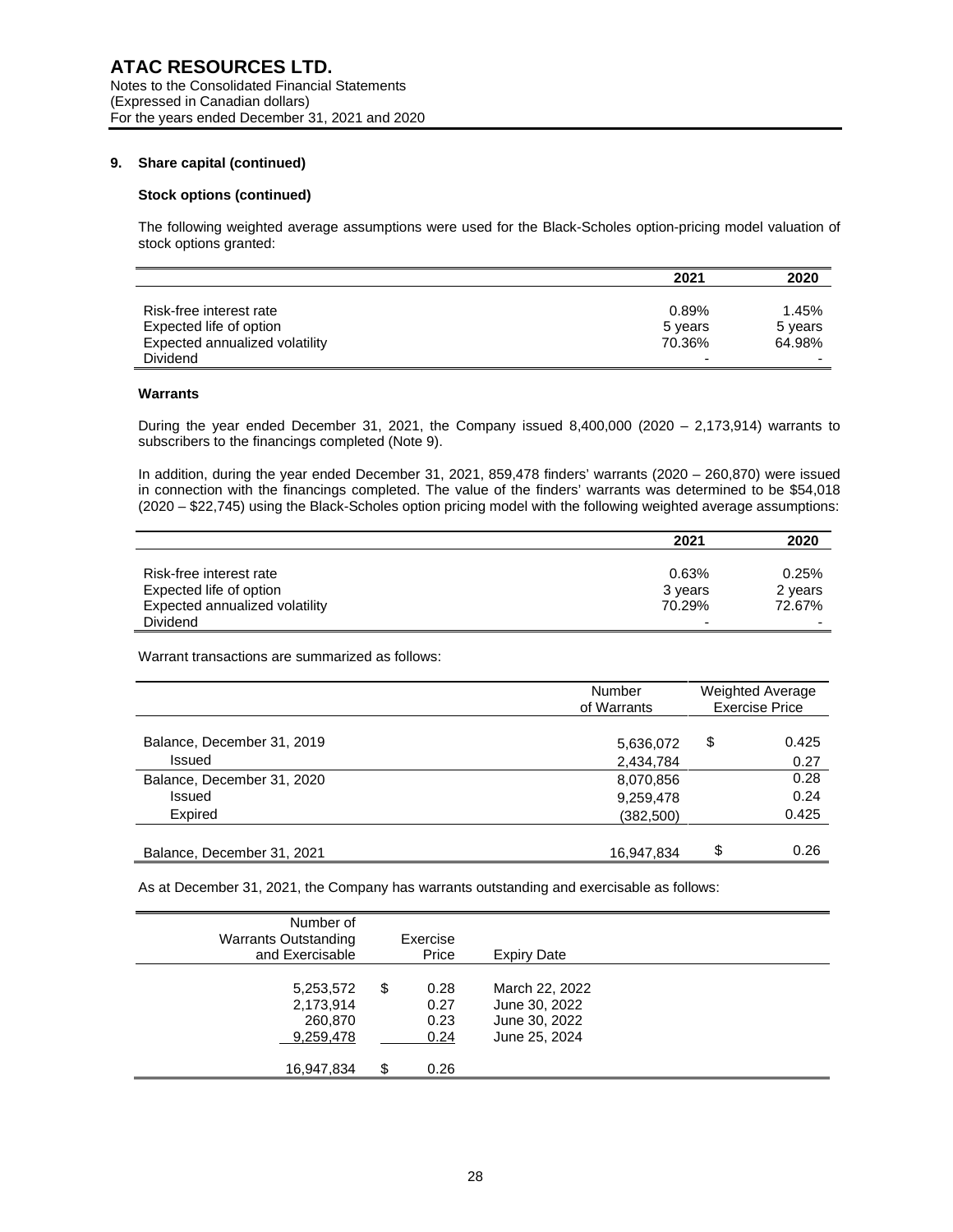**ATAC RESOURCES LTD.**
Notes to the Consolidated Financial Statements
(Expressed in Canadian dollars)
For the years ended December 31, 2021 and 2020

**9. Share capital (continued)**

**Stock options (continued)**

The following weighted average assumptions were used for the Black-Scholes option-pricing model valuation of stock options granted:

| | 2021 | 2020 |
|---|---|---|
| Risk-free interest rate | 0.89% | 1.45% |
| Expected life of option | 5 years | 5 years |
| Expected annualized volatility | 70.36% | 64.98% |
| Dividend | - | - |

**Warrants**

During the year ended December 31, 2021, the Company issued 8,400,000 (2020 – 2,173,914) warrants to subscribers to the financings completed (Note 9).

In addition, during the year ended December 31, 2021, 859,478 finders' warrants (2020 – 260,870) were issued in connection with the financings completed. The value of the finders' warrants was determined to be $54,018 (2020 – $22,745) using the Black-Scholes option pricing model with the following weighted average assumptions:

| | 2021 | 2020 |
|---|---|---|
| Risk-free interest rate | 0.63% | 0.25% |
| Expected life of option | 3 years | 2 years |
| Expected annualized volatility | 70.29% | 72.67% |
| Dividend | - | - |

Warrant transactions are summarized as follows:

| | Number of Warrants | Weighted Average Exercise Price |
|---|---|---|
| Balance, December 31, 2019 | 5,636,072 | $ 0.425 |
| Issued | 2,434,784 | 0.27 |
| Balance, December 31, 2020 | 8,070,856 | 0.28 |
| Issued | 9,259,478 | 0.24 |
| Expired | (382,500) | 0.425 |
| Balance, December 31, 2021 | 16,947,834 | $ 0.26 |

As at December 31, 2021, the Company has warrants outstanding and exercisable as follows:

| Number of Warrants Outstanding and Exercisable | Exercise Price | Expiry Date |
|---|---|---|
| 5,253,572 | $ 0.28 | March 22, 2022 |
| 2,173,914 | 0.27 | June 30, 2022 |
| 260,870 | 0.23 | June 30, 2022 |
| 9,259,478 | 0.24 | June 25, 2024 |
| 16,947,834 | $ 0.26 | |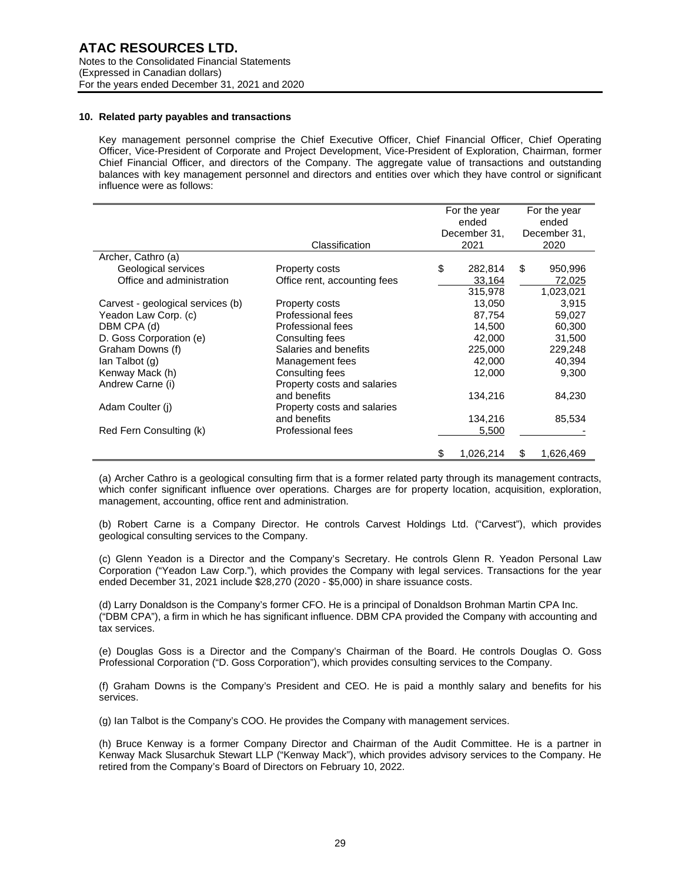## 10. Related party payables and transactions

Key management personnel comprise the Chief Executive Officer, Chief Financial Officer, Chief Operating Officer, Vice-President of Corporate and Project Development, Vice-President of Exploration, Chairman, former Chief Financial Officer, and directors of the Company. The aggregate value of transactions and outstanding balances with key management personnel and directors and entities over which they have control or significant influence were as follows:

| | Classification | For the year ended December 31, 2021 | For the year ended December 31, 2020 |
|---|---|---|---|
| Archer, Cathro (a) | | | |
| Geological services | Property costs | $ 282,814 | $ 950,996 |
| Office and administration | Office rent, accounting fees | 33,164 | 72,025 |
| | | 315,978 | 1,023,021 |
| Carvest - geological services (b) | Property costs | 13,050 | 3,915 |
| Yeadon Law Corp. (c) | Professional fees | 87,754 | 59,027 |
| DBM CPA (d) | Professional fees | 14,500 | 60,300 |
| D. Goss Corporation (e) | Consulting fees | 42,000 | 31,500 |
| Graham Downs (f) | Salaries and benefits | 225,000 | 229,248 |
| Ian Talbot (g) | Management fees | 42,000 | 40,394 |
| Kenway Mack (h) | Consulting fees | 12,000 | 9,300 |
| Andrew Carne (i) | Property costs and salaries and benefits | 134,216 | 84,230 |
| Adam Coulter (j) | Property costs and salaries and benefits | 134,216 | 85,534 |
| Red Fern Consulting (k) | Professional fees | 5,500 | - |
| | | $ 1,026,214 | $ 1,626,469 |

(a) Archer Cathro is a geological consulting firm that is a former related party through its management contracts, which confer significant influence over operations. Charges are for property location, acquisition, exploration, management, accounting, office rent and administration.

(b) Robert Carne is a Company Director. He controls Carvest Holdings Ltd. ("Carvest"), which provides geological consulting services to the Company.

(c) Glenn Yeadon is a Director and the Company's Secretary. He controls Glenn R. Yeadon Personal Law Corporation ("Yeadon Law Corp."), which provides the Company with legal services. Transactions for the year ended December 31, 2021 include $28,270 (2020 - $5,000) in share issuance costs.

(d) Larry Donaldson is the Company's former CFO. He is a principal of Donaldson Brohman Martin CPA Inc. ("DBM CPA"), a firm in which he has significant influence. DBM CPA provided the Company with accounting and tax services.

(e) Douglas Goss is a Director and the Company's Chairman of the Board. He controls Douglas O. Goss Professional Corporation ("D. Goss Corporation"), which provides consulting services to the Company.

(f) Graham Downs is the Company's President and CEO. He is paid a monthly salary and benefits for his services.

(g) Ian Talbot is the Company's COO. He provides the Company with management services.

(h) Bruce Kenway is a former Company Director and Chairman of the Audit Committee. He is a partner in Kenway Mack Slusarchuk Stewart LLP ("Kenway Mack"), which provides advisory services to the Company. He retired from the Company's Board of Directors on February 10, 2022.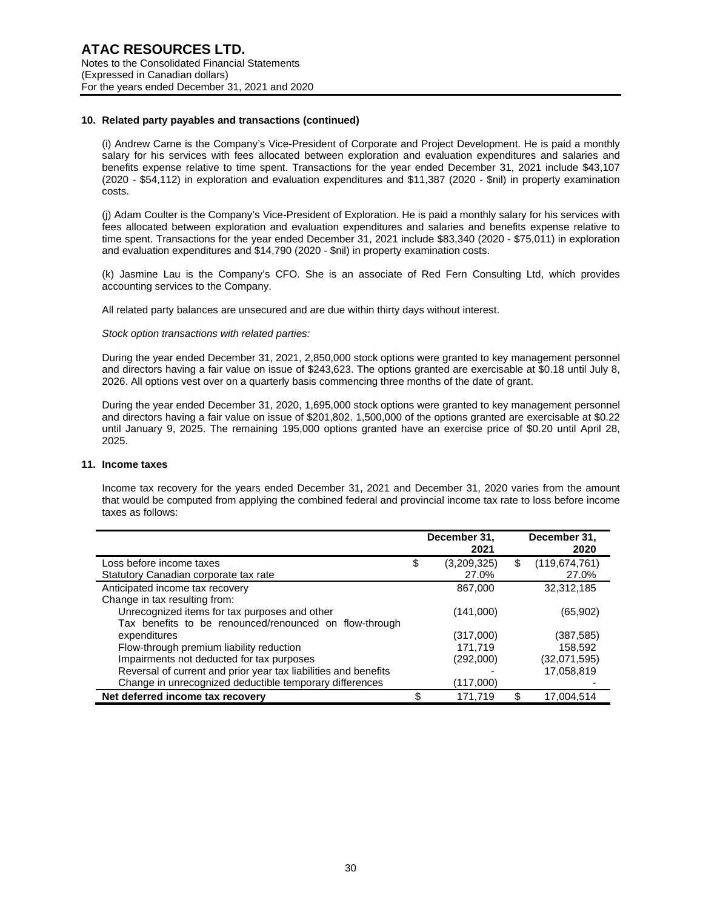### 10. Related party payables and transactions (continued)

(i) Andrew Carne is the Company's Vice-President of Corporate and Project Development. He is paid a monthly salary for his services with fees allocated between exploration and evaluation expenditures and salaries and benefits expense relative to time spent. Transactions for the year ended December 31, 2021 include $43,107 (2020 - $54,112) in exploration and evaluation expenditures and $11,387 (2020 - $nil) in property examination costs.

(j) Adam Coulter is the Company's Vice-President of Exploration. He is paid a monthly salary for his services with fees allocated between exploration and evaluation expenditures and salaries and benefits expense relative to time spent. Transactions for the year ended December 31, 2021 include $83,340 (2020 - $75,011) in exploration and evaluation expenditures and $14,790 (2020 - $nil) in property examination costs.

(k) Jasmine Lau is the Company's CFO. She is an associate of Red Fern Consulting Ltd, which provides accounting services to the Company.

All related party balances are unsecured and are due within thirty days without interest.

*Stock option transactions with related parties:*

During the year ended December 31, 2021, 2,850,000 stock options were granted to key management personnel and directors having a fair value on issue of $243,623. The options granted are exercisable at $0.18 until July 8, 2026. All options vest over on a quarterly basis commencing three months of the date of grant.

During the year ended December 31, 2020, 1,695,000 stock options were granted to key management personnel and directors having a fair value on issue of $201,802. 1,500,000 of the options granted are exercisable at $0.22 until January 9, 2025. The remaining 195,000 options granted have an exercise price of $0.20 until April 28, 2025.

### 11. Income taxes

Income tax recovery for the years ended December 31, 2021 and December 31, 2020 varies from the amount that would be computed from applying the combined federal and provincial income tax rate to loss before income taxes as follows:

| | December 31, 2021 | December 31, 2020 |
|---|---|---|
| Loss before income taxes | $ (3,209,325) | $ (119,674,761) |
| Statutory Canadian corporate tax rate | 27.0% | 27.0% |
| Anticipated income tax recovery | 867,000 | 32,312,185 |
| Change in tax resulting from: | | |
| Unrecognized items for tax purposes and other | (141,000) | (65,902) |
| Tax benefits to be renounced/renounced on flow-through expenditures | (317,000) | (387,585) |
| Flow-through premium liability reduction | 171,719 | 158,592 |
| Impairments not deducted for tax purposes | (292,000) | (32,071,595) |
| Reversal of current and prior year tax liabilities and benefits | - | 17,058,819 |
| Change in unrecognized deductible temporary differences | (117,000) | - |
| **Net deferred income tax recovery** | $ 171,719 | $ 17,004,514 |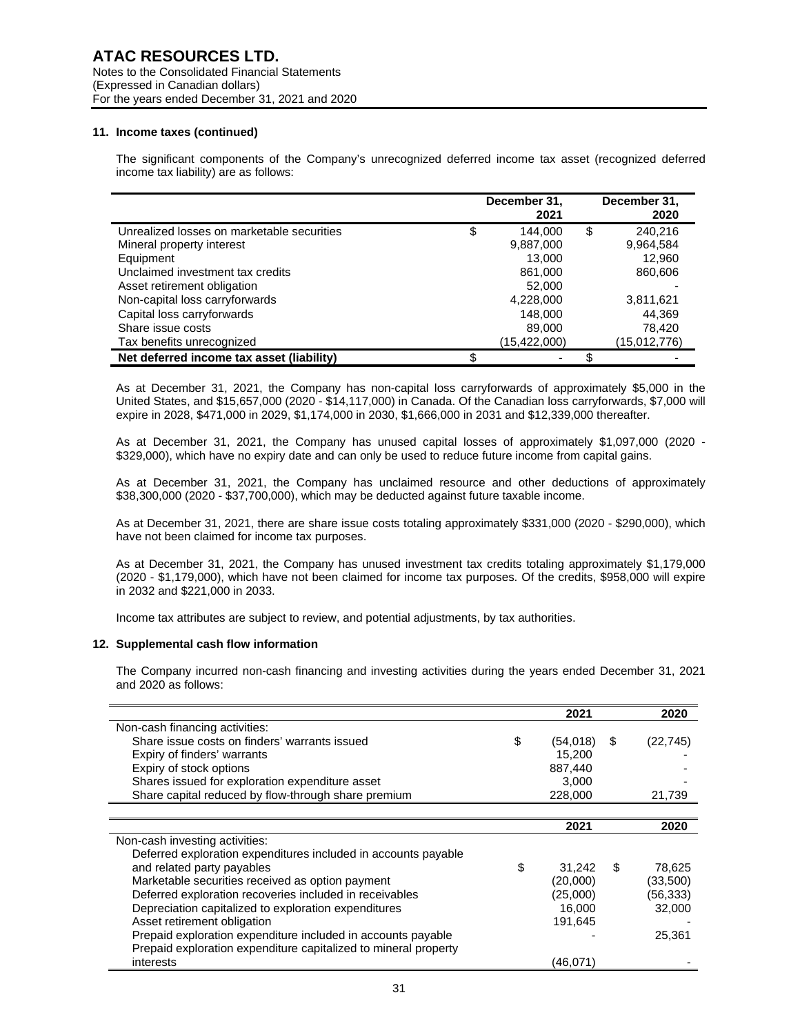**ATAC RESOURCES LTD.**
Notes to the Consolidated Financial Statements
(Expressed in Canadian dollars)
For the years ended December 31, 2021 and 2020

### 11. Income taxes (continued)

The significant components of the Company's unrecognized deferred income tax asset (recognized deferred income tax liability) are as follows:

| | December 31, 2021 | December 31, 2020 |
|---|---|---|
| Unrealized losses on marketable securities | $ 144,000 | $ 240,216 |
| Mineral property interest | 9,887,000 | 9,964,584 |
| Equipment | 13,000 | 12,960 |
| Unclaimed investment tax credits | 861,000 | 860,606 |
| Asset retirement obligation | 52,000 | - |
| Non-capital loss carryforwards | 4,228,000 | 3,811,621 |
| Capital loss carryforwards | 148,000 | 44,369 |
| Share issue costs | 89,000 | 78,420 |
| Tax benefits unrecognized | (15,422,000) | (15,012,776) |
| **Net deferred income tax asset (liability)** | $ - | $ - |

As at December 31, 2021, the Company has non-capital loss carryforwards of approximately $5,000 in the United States, and $15,657,000 (2020 - $14,117,000) in Canada. Of the Canadian loss carryforwards, $7,000 will expire in 2028, $471,000 in 2029, $1,174,000 in 2030, $1,666,000 in 2031 and $12,339,000 thereafter.

As at December 31, 2021, the Company has unused capital losses of approximately $1,097,000 (2020 - $329,000), which have no expiry date and can only be used to reduce future income from capital gains.

As at December 31, 2021, the Company has unclaimed resource and other deductions of approximately $38,300,000 (2020 - $37,700,000), which may be deducted against future taxable income.

As at December 31, 2021, there are share issue costs totaling approximately $331,000 (2020 - $290,000), which have not been claimed for income tax purposes.

As at December 31, 2021, the Company has unused investment tax credits totaling approximately $1,179,000 (2020 - $1,179,000), which have not been claimed for income tax purposes. Of the credits, $958,000 will expire in 2032 and $221,000 in 2033.

Income tax attributes are subject to review, and potential adjustments, by tax authorities.

### 12. Supplemental cash flow information

The Company incurred non-cash financing and investing activities during the years ended December 31, 2021 and 2020 as follows:

| | 2021 | 2020 |
|---|---|---|
| Non-cash financing activities: | | |
| Share issue costs on finders' warrants issued | $ (54,018) | $ (22,745) |
| Expiry of finders' warrants | 15,200 | - |
| Expiry of stock options | 887,440 | - |
| Shares issued for exploration expenditure asset | 3,000 | - |
| Share capital reduced by flow-through share premium | 228,000 | 21,739 |

| | 2021 | 2020 |
|---|---|---|
| Non-cash investing activities: | | |
| Deferred exploration expenditures included in accounts payable and related party payables | $ 31,242 | $ 78,625 |
| Marketable securities received as option payment | (20,000) | (33,500) |
| Deferred exploration recoveries included in receivables | (25,000) | (56,333) |
| Depreciation capitalized to exploration expenditures | 16,000 | 32,000 |
| Asset retirement obligation | 191,645 | - |
| Prepaid exploration expenditure included in accounts payable | - | 25,361 |
| Prepaid exploration expenditure capitalized to mineral property interests | (46,071) | - |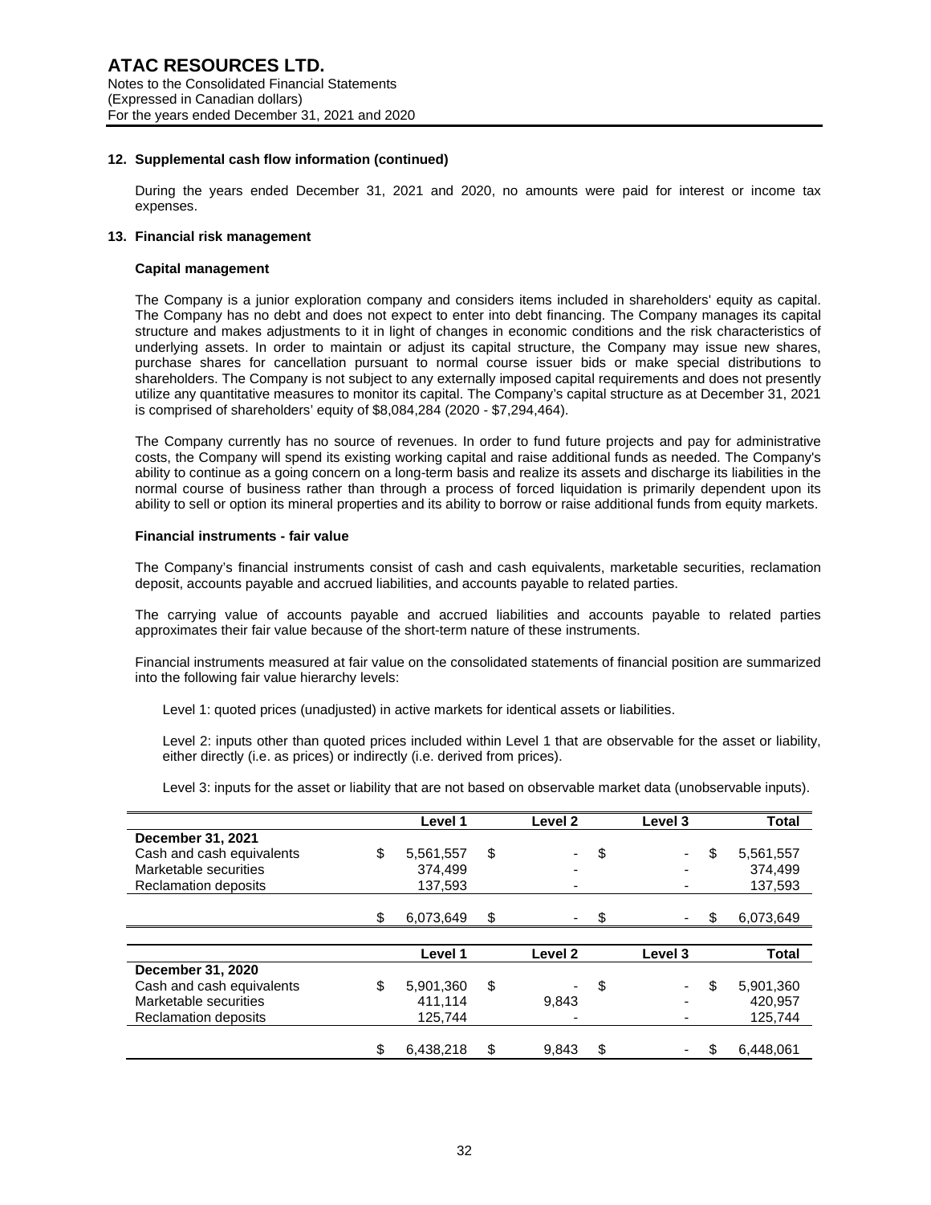**12. Supplemental cash flow information (continued)**

During the years ended December 31, 2021 and 2020, no amounts were paid for interest or income tax expenses.

**13. Financial risk management**

**Capital management**

The Company is a junior exploration company and considers items included in shareholders' equity as capital. The Company has no debt and does not expect to enter into debt financing. The Company manages its capital structure and makes adjustments to it in light of changes in economic conditions and the risk characteristics of underlying assets. In order to maintain or adjust its capital structure, the Company may issue new shares, purchase shares for cancellation pursuant to normal course issuer bids or make special distributions to shareholders. The Company is not subject to any externally imposed capital requirements and does not presently utilize any quantitative measures to monitor its capital. The Company's capital structure as at December 31, 2021 is comprised of shareholders' equity of $8,084,284 (2020 - $7,294,464).

The Company currently has no source of revenues. In order to fund future projects and pay for administrative costs, the Company will spend its existing working capital and raise additional funds as needed. The Company's ability to continue as a going concern on a long-term basis and realize its assets and discharge its liabilities in the normal course of business rather than through a process of forced liquidation is primarily dependent upon its ability to sell or option its mineral properties and its ability to borrow or raise additional funds from equity markets.

**Financial instruments - fair value**

The Company's financial instruments consist of cash and cash equivalents, marketable securities, reclamation deposit, accounts payable and accrued liabilities, and accounts payable to related parties.

The carrying value of accounts payable and accrued liabilities and accounts payable to related parties approximates their fair value because of the short-term nature of these instruments.

Financial instruments measured at fair value on the consolidated statements of financial position are summarized into the following fair value hierarchy levels:

Level 1: quoted prices (unadjusted) in active markets for identical assets or liabilities.

Level 2: inputs other than quoted prices included within Level 1 that are observable for the asset or liability, either directly (i.e. as prices) or indirectly (i.e. derived from prices).

Level 3: inputs for the asset or liability that are not based on observable market data (unobservable inputs).

| | Level 1 | Level 2 | Level 3 | Total |
|---|---|---|---|---|
| **December 31, 2021** | | | | |
| Cash and cash equivalents | $ 5,561,557 | $ - | $ - | $ 5,561,557 |
| Marketable securities | 374,499 | - | - | 374,499 |
| Reclamation deposits | 137,593 | - | - | 137,593 |
| | $ 6,073,649 | $ - | $ - | $ 6,073,649 |

| | Level 1 | Level 2 | Level 3 | Total |
|---|---|---|---|---|
| **December 31, 2020** | | | | |
| Cash and cash equivalents | $ 5,901,360 | $ - | $ - | $ 5,901,360 |
| Marketable securities | 411,114 | 9,843 | - | 420,957 |
| Reclamation deposits | 125,744 | - | - | 125,744 |
| | $ 6,438,218 | $ 9,843 | $ - | $ 6,448,061 |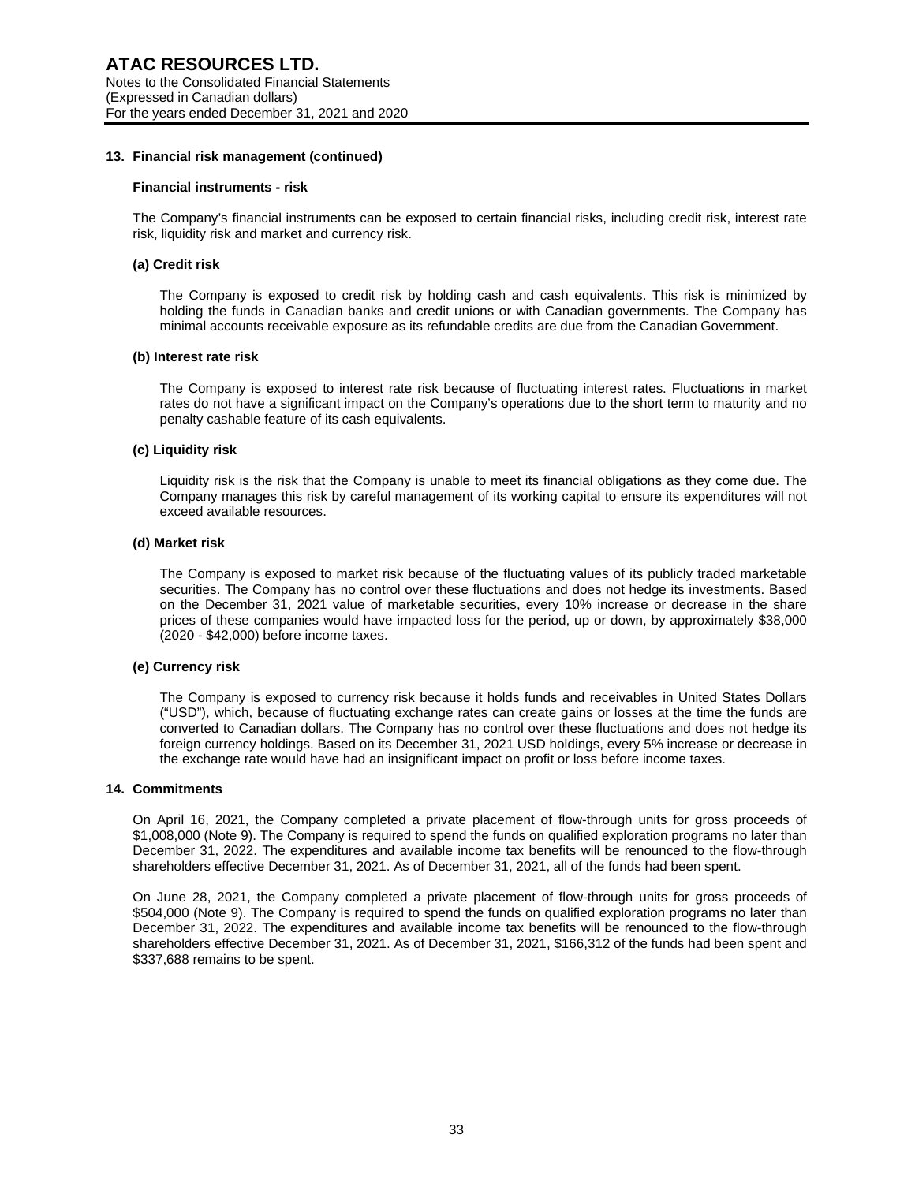## 13. Financial risk management (continued)

### Financial instruments - risk

The Company's financial instruments can be exposed to certain financial risks, including credit risk, interest rate risk, liquidity risk and market and currency risk.

#### (a) Credit risk

The Company is exposed to credit risk by holding cash and cash equivalents. This risk is minimized by holding the funds in Canadian banks and credit unions or with Canadian governments. The Company has minimal accounts receivable exposure as its refundable credits are due from the Canadian Government.

#### (b) Interest rate risk

The Company is exposed to interest rate risk because of fluctuating interest rates. Fluctuations in market rates do not have a significant impact on the Company's operations due to the short term to maturity and no penalty cashable feature of its cash equivalents.

#### (c) Liquidity risk

Liquidity risk is the risk that the Company is unable to meet its financial obligations as they come due. The Company manages this risk by careful management of its working capital to ensure its expenditures will not exceed available resources.

#### (d) Market risk

The Company is exposed to market risk because of the fluctuating values of its publicly traded marketable securities. The Company has no control over these fluctuations and does not hedge its investments. Based on the December 31, 2021 value of marketable securities, every 10% increase or decrease in the share prices of these companies would have impacted loss for the period, up or down, by approximately $38,000 (2020 - $42,000) before income taxes.

#### (e) Currency risk

The Company is exposed to currency risk because it holds funds and receivables in United States Dollars ("USD"), which, because of fluctuating exchange rates can create gains or losses at the time the funds are converted to Canadian dollars. The Company has no control over these fluctuations and does not hedge its foreign currency holdings. Based on its December 31, 2021 USD holdings, every 5% increase or decrease in the exchange rate would have had an insignificant impact on profit or loss before income taxes.

## 14. Commitments

On April 16, 2021, the Company completed a private placement of flow-through units for gross proceeds of $1,008,000 (Note 9). The Company is required to spend the funds on qualified exploration programs no later than December 31, 2022. The expenditures and available income tax benefits will be renounced to the flow-through shareholders effective December 31, 2021. As of December 31, 2021, all of the funds had been spent.

On June 28, 2021, the Company completed a private placement of flow-through units for gross proceeds of $504,000 (Note 9). The Company is required to spend the funds on qualified exploration programs no later than December 31, 2022. The expenditures and available income tax benefits will be renounced to the flow-through shareholders effective December 31, 2021. As of December 31, 2021, $166,312 of the funds had been spent and $337,688 remains to be spent.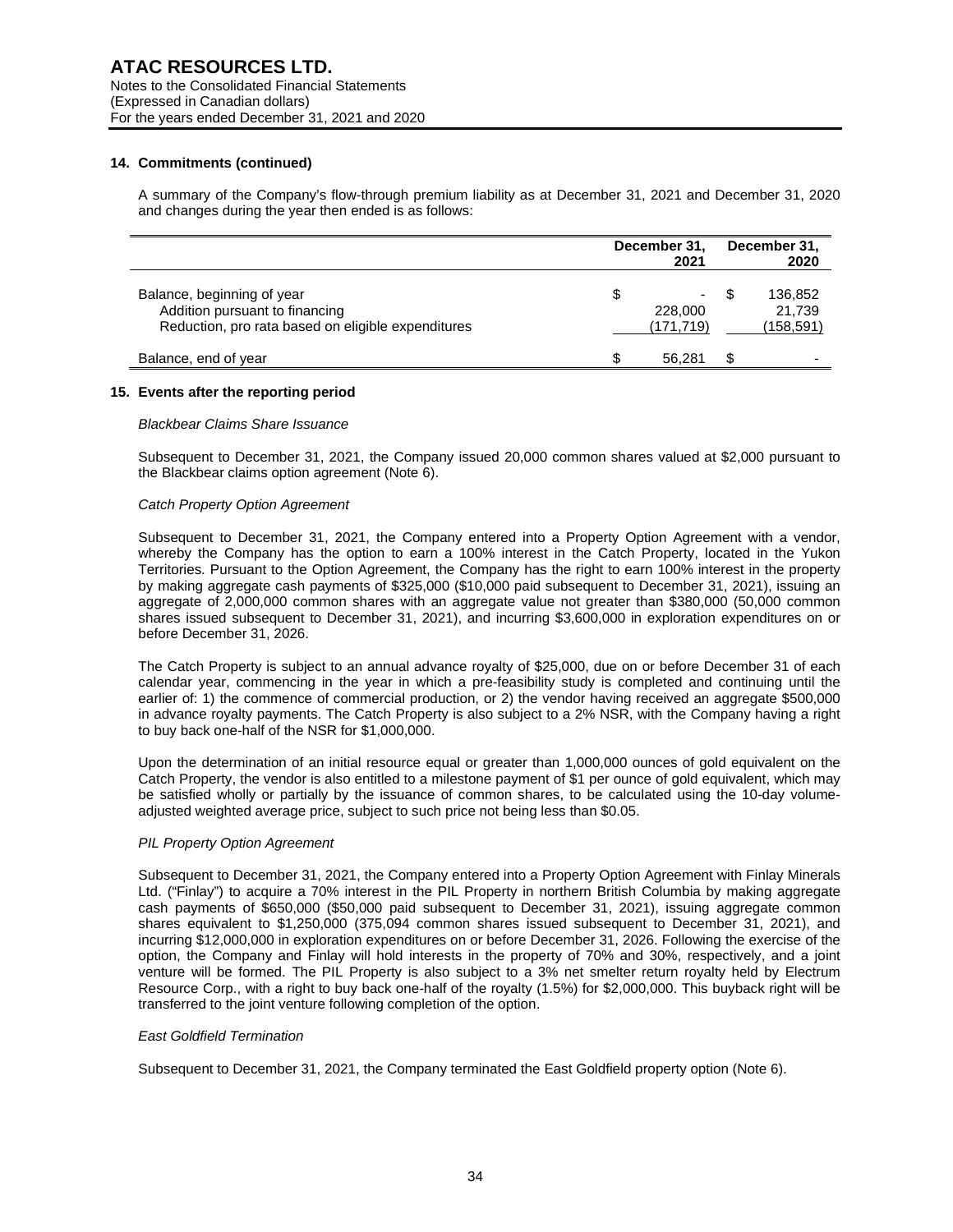## 14. Commitments (continued)

A summary of the Company's flow-through premium liability as at December 31, 2021 and December 31, 2020 and changes during the year then ended is as follows:

| | December 31, 2021 | December 31, 2020 |
|---|---|---|
| Balance, beginning of year | $ - | $ 136,852 |
| Addition pursuant to financing | 228,000 | 21,739 |
| Reduction, pro rata based on eligible expenditures | (171,719) | (158,591) |
| Balance, end of year | $ 56,281 | $ - |

## 15. Events after the reporting period

*Blackbear Claims Share Issuance*

Subsequent to December 31, 2021, the Company issued 20,000 common shares valued at $2,000 pursuant to the Blackbear claims option agreement (Note 6).

*Catch Property Option Agreement*

Subsequent to December 31, 2021, the Company entered into a Property Option Agreement with a vendor, whereby the Company has the option to earn a 100% interest in the Catch Property, located in the Yukon Territories. Pursuant to the Option Agreement, the Company has the right to earn 100% interest in the property by making aggregate cash payments of $325,000 ($10,000 paid subsequent to December 31, 2021), issuing an aggregate of 2,000,000 common shares with an aggregate value not greater than $380,000 (50,000 common shares issued subsequent to December 31, 2021), and incurring $3,600,000 in exploration expenditures on or before December 31, 2026.

The Catch Property is subject to an annual advance royalty of $25,000, due on or before December 31 of each calendar year, commencing in the year in which a pre-feasibility study is completed and continuing until the earlier of: 1) the commence of commercial production, or 2) the vendor having received an aggregate $500,000 in advance royalty payments. The Catch Property is also subject to a 2% NSR, with the Company having a right to buy back one-half of the NSR for $1,000,000.

Upon the determination of an initial resource equal or greater than 1,000,000 ounces of gold equivalent on the Catch Property, the vendor is also entitled to a milestone payment of $1 per ounce of gold equivalent, which may be satisfied wholly or partially by the issuance of common shares, to be calculated using the 10-day volume-adjusted weighted average price, subject to such price not being less than $0.05.

*PIL Property Option Agreement*

Subsequent to December 31, 2021, the Company entered into a Property Option Agreement with Finlay Minerals Ltd. ("Finlay") to acquire a 70% interest in the PIL Property in northern British Columbia by making aggregate cash payments of $650,000 ($50,000 paid subsequent to December 31, 2021), issuing aggregate common shares equivalent to $1,250,000 (375,094 common shares issued subsequent to December 31, 2021), and incurring $12,000,000 in exploration expenditures on or before December 31, 2026. Following the exercise of the option, the Company and Finlay will hold interests in the property of 70% and 30%, respectively, and a joint venture will be formed. The PIL Property is also subject to a 3% net smelter return royalty held by Electrum Resource Corp., with a right to buy back one-half of the royalty (1.5%) for $2,000,000. This buyback right will be transferred to the joint venture following completion of the option.

*East Goldfield Termination*

Subsequent to December 31, 2021, the Company terminated the East Goldfield property option (Note 6).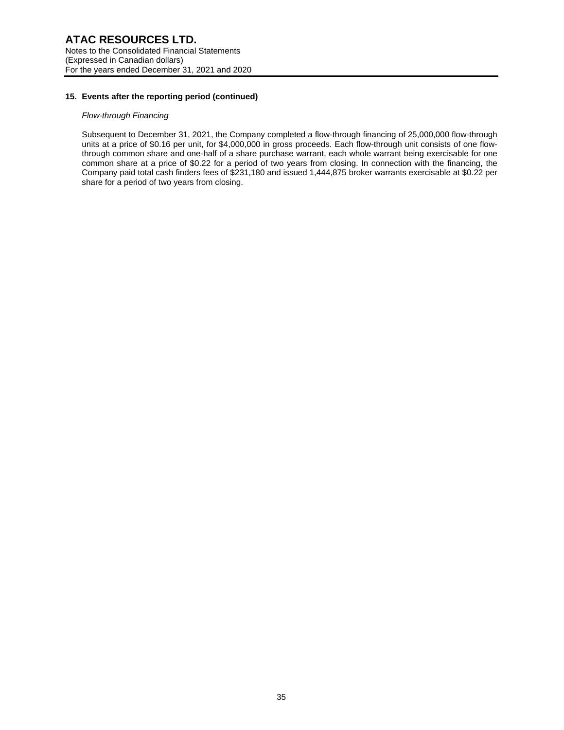## 15. Events after the reporting period (continued)

*Flow-through Financing*

Subsequent to December 31, 2021, the Company completed a flow-through financing of 25,000,000 flow-through units at a price of $0.16 per unit, for $4,000,000 in gross proceeds. Each flow-through unit consists of one flow-through common share and one-half of a share purchase warrant, each whole warrant being exercisable for one common share at a price of $0.22 for a period of two years from closing. In connection with the financing, the Company paid total cash finders fees of $231,180 and issued 1,444,875 broker warrants exercisable at $0.22 per share for a period of two years from closing.